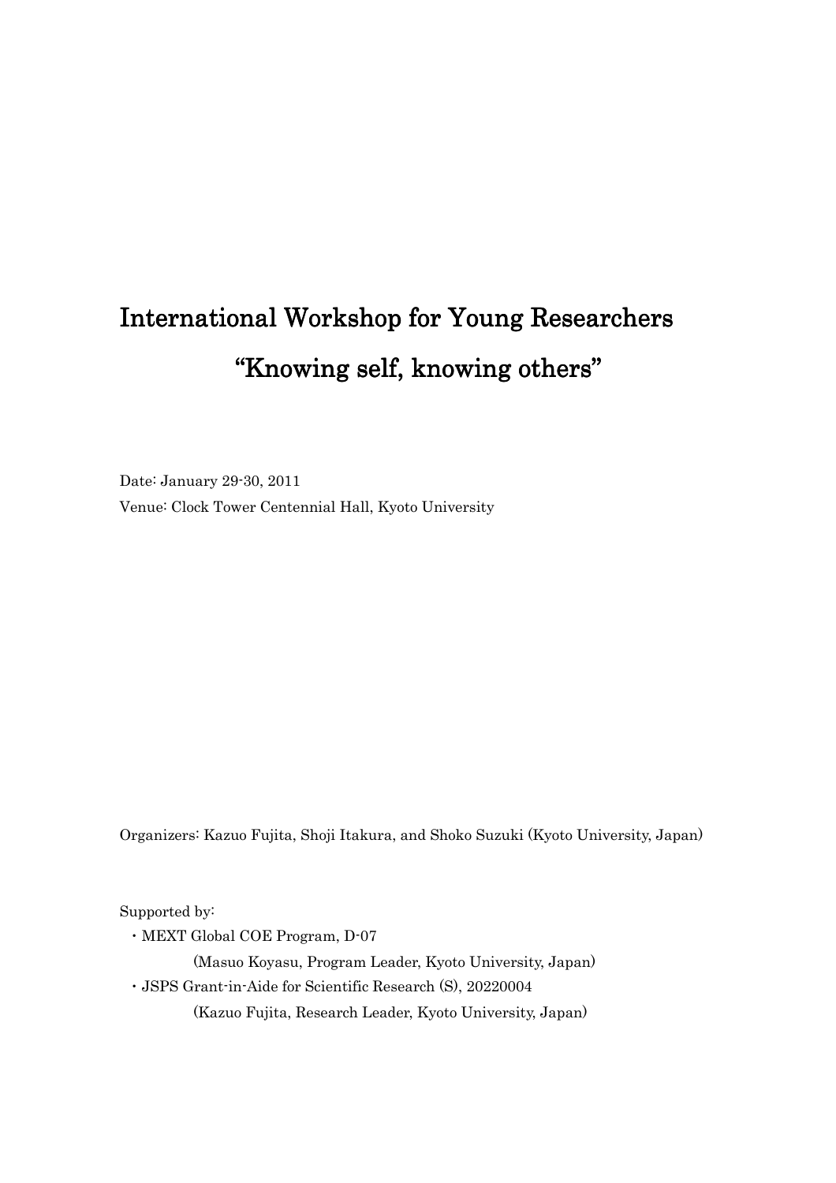# International Workshop for Young Researchers

# "Knowing self, knowing others"

Date: January 29-30, 2011

Venue: Clock Tower Centennial Hall, Kyoto University

Organizers: Kazuo Fujita, Shoji Itakura, and Shoko Suzuki (Kyoto University, Japan)

Supported by:

- MEXT Global COE Program, D-07
  
  (Masuo Koyasu, Program Leader, Kyoto University, Japan)
- JSPS Grant-in-Aide for Scientific Research (S), 20220004
  
  (Kazuo Fujita, Research Leader, Kyoto University, Japan)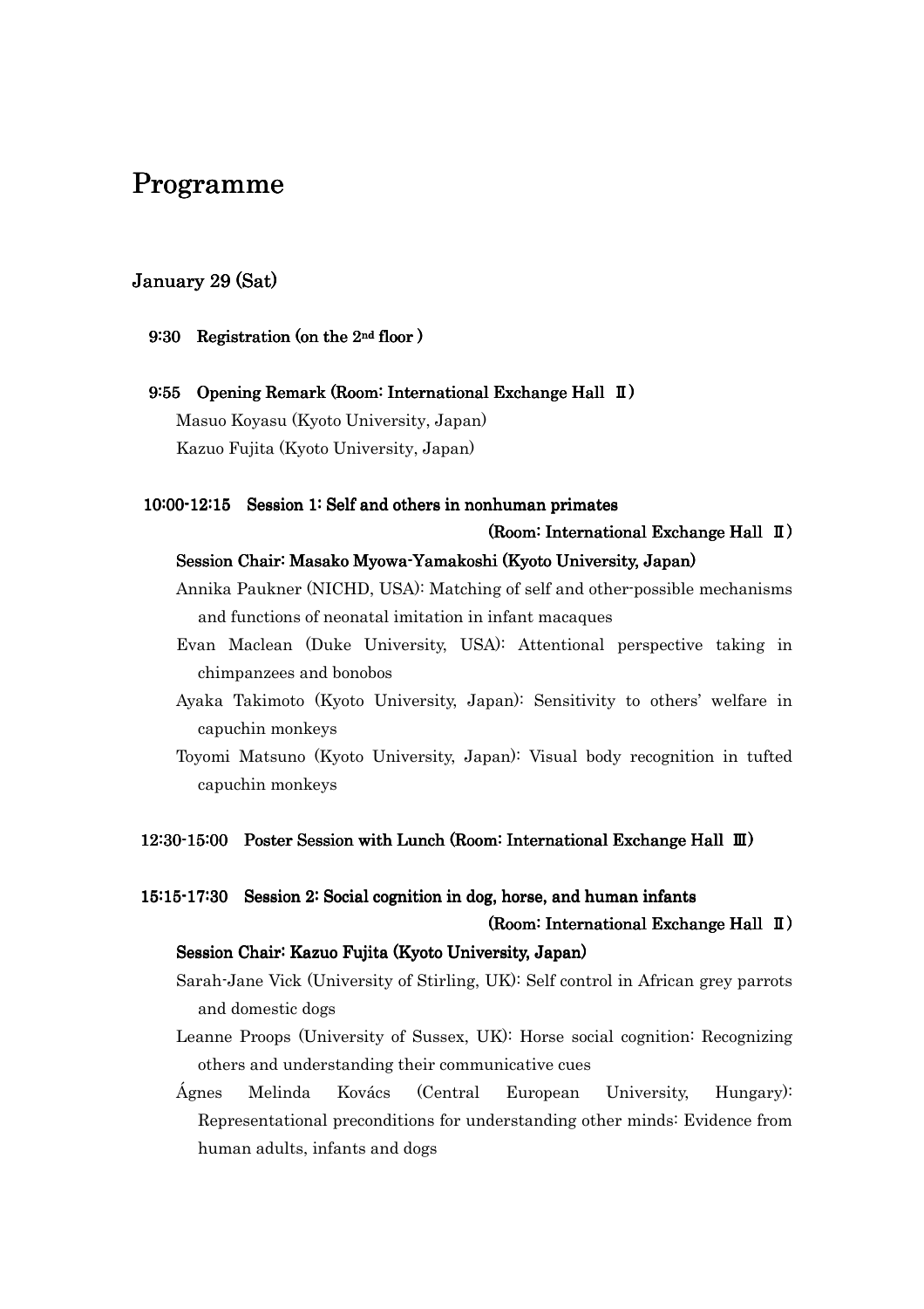# Programme

## January 29 (Sat)

**9:30 Registration (on the 2nd floor )**

**9:55 Opening Remark (Room: International Exchange Hall Ⅱ)**

Masuo Koyasu (Kyoto University, Japan)

Kazuo Fujita (Kyoto University, Japan)

**10:00-12:15 Session 1: Self and others in nonhuman primates**

**(Room: International Exchange Hall Ⅱ)**

**Session Chair: Masako Myowa-Yamakoshi (Kyoto University, Japan)**

Annika Paukner (NICHD, USA): Matching of self and other-possible mechanisms and functions of neonatal imitation in infant macaques

Evan Maclean (Duke University, USA): Attentional perspective taking in chimpanzees and bonobos

Ayaka Takimoto (Kyoto University, Japan): Sensitivity to others' welfare in capuchin monkeys

Toyomi Matsuno (Kyoto University, Japan): Visual body recognition in tufted capuchin monkeys

**12:30-15:00 Poster Session with Lunch (Room: International Exchange Hall Ⅲ)**

**15:15-17:30 Session 2: Social cognition in dog, horse, and human infants**

**(Room: International Exchange Hall Ⅱ)**

**Session Chair: Kazuo Fujita (Kyoto University, Japan)**

Sarah-Jane Vick (University of Stirling, UK): Self control in African grey parrots and domestic dogs

Leanne Proops (University of Sussex, UK): Horse social cognition: Recognizing others and understanding their communicative cues

Ágnes Melinda Kovács (Central European University, Hungary): Representational preconditions for understanding other minds: Evidence from human adults, infants and dogs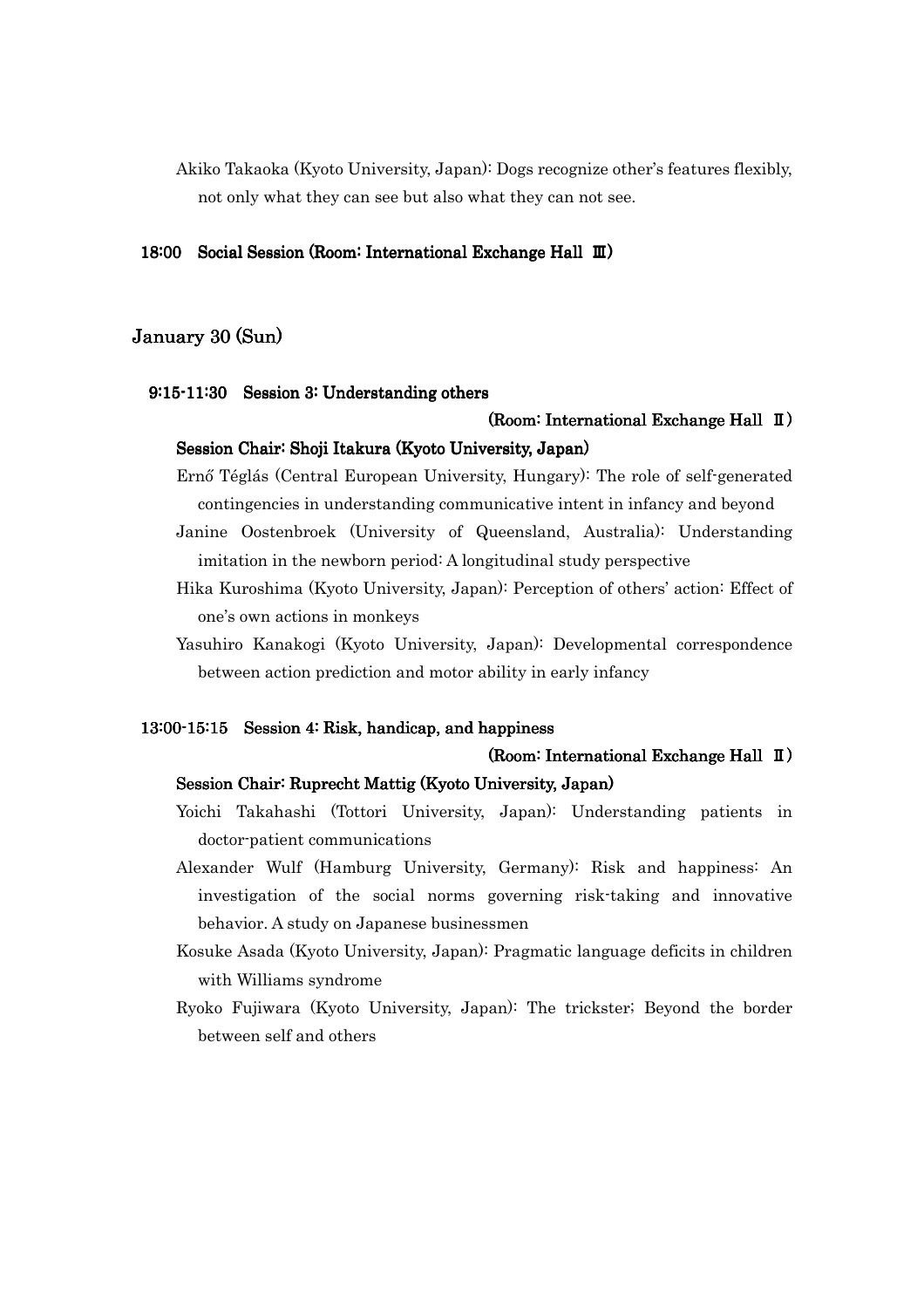Akiko Takaoka (Kyoto University, Japan): Dogs recognize other's features flexibly, not only what they can see but also what they can not see.

**18:00 Social Session (Room: International Exchange Hall Ⅲ)**

## January 30 (Sun)

**9:15-11:30 Session 3: Understanding others**

**(Room: International Exchange Hall Ⅱ)**

**Session Chair: Shoji Itakura (Kyoto University, Japan)**

Ernő Téglás (Central European University, Hungary): The role of self-generated contingencies in understanding communicative intent in infancy and beyond

Janine Oostenbroek (University of Queensland, Australia): Understanding imitation in the newborn period: A longitudinal study perspective

Hika Kuroshima (Kyoto University, Japan): Perception of others' action: Effect of one's own actions in monkeys

Yasuhiro Kanakogi (Kyoto University, Japan): Developmental correspondence between action prediction and motor ability in early infancy

**13:00-15:15 Session 4: Risk, handicap, and happiness**

**(Room: International Exchange Hall Ⅱ)**

**Session Chair: Ruprecht Mattig (Kyoto University, Japan)**

Yoichi Takahashi (Tottori University, Japan): Understanding patients in doctor-patient communications

Alexander Wulf (Hamburg University, Germany): Risk and happiness: An investigation of the social norms governing risk-taking and innovative behavior. A study on Japanese businessmen

Kosuke Asada (Kyoto University, Japan): Pragmatic language deficits in children with Williams syndrome

Ryoko Fujiwara (Kyoto University, Japan): The trickster; Beyond the border between self and others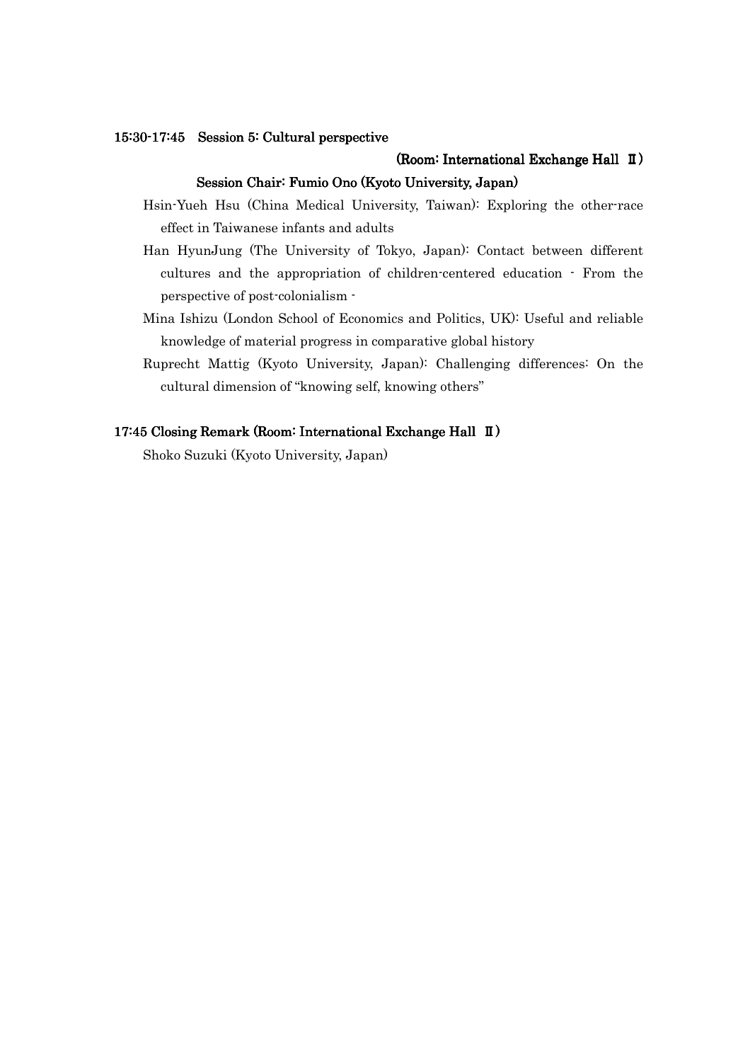**15:30-17:45　Session 5: Cultural perspective**

**(Room: International Exchange Hall Ⅱ)**

**Session Chair: Fumio Ono (Kyoto University, Japan)**

Hsin-Yueh Hsu (China Medical University, Taiwan): Exploring the other-race effect in Taiwanese infants and adults

Han HyunJung (The University of Tokyo, Japan): Contact between different cultures and the appropriation of children-centered education - From the perspective of post-colonialism -

Mina Ishizu (London School of Economics and Politics, UK): Useful and reliable knowledge of material progress in comparative global history

Ruprecht Mattig (Kyoto University, Japan): Challenging differences: On the cultural dimension of “knowing self, knowing others”

**17:45 Closing Remark (Room: International Exchange Hall Ⅱ)**

Shoko Suzuki (Kyoto University, Japan)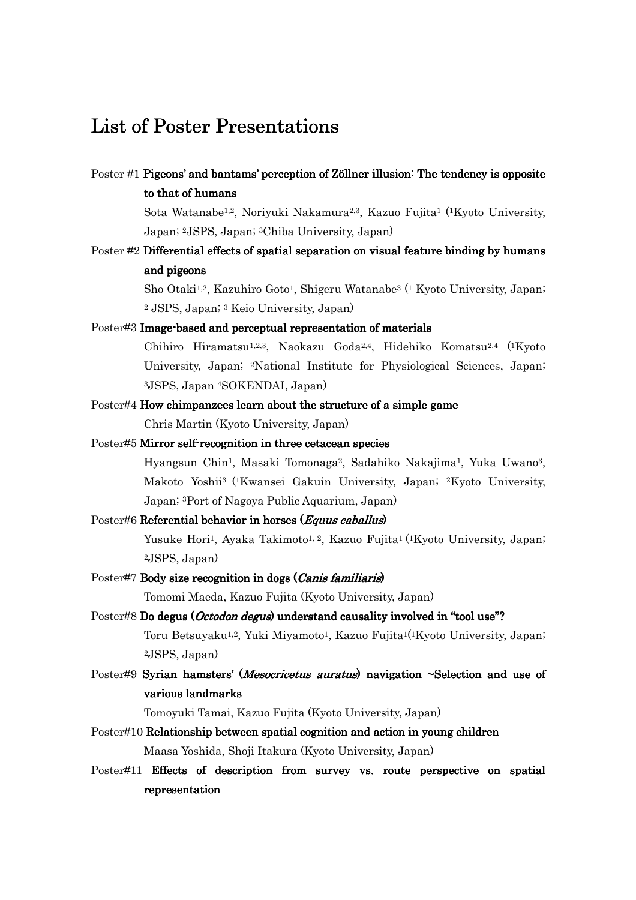# List of Poster Presentations

Poster #1 **Pigeons' and bantams' perception of Zöllner illusion: The tendency is opposite to that of humans**

Sota Watanabe[1,2], Noriyuki Nakamura[2,3], Kazuo Fujita[1] ([1]Kyoto University, Japan; [2]JSPS, Japan; [3]Chiba University, Japan)

Poster #2 **Differential effects of spatial separation on visual feature binding by humans and pigeons**

Sho Otaki[1,2], Kazuhiro Goto[1], Shigeru Watanabe[3] ([1] Kyoto University, Japan; [2] JSPS, Japan; [3] Keio University, Japan)

Poster#3 **Image-based and perceptual representation of materials**

Chihiro Hiramatsu[1,2,3], Naokazu Goda[2,4], Hidehiko Komatsu[2,4] ([1]Kyoto University, Japan; [2]National Institute for Physiological Sciences, Japan; [3]JSPS, Japan [4]SOKENDAI, Japan)

Poster#4 **How chimpanzees learn about the structure of a simple game**

Chris Martin (Kyoto University, Japan)

Poster#5 **Mirror self-recognition in three cetacean species**

Hyangsun Chin[1], Masaki Tomonaga[2], Sadahiko Nakajima[1], Yuka Uwano[3], Makoto Yoshii[3] ([1]Kwansei Gakuin University, Japan; [2]Kyoto University, Japan; [3]Port of Nagoya Public Aquarium, Japan)

Poster#6 **Referential behavior in horses (*Equus caballus*)**

Yusuke Hori[1], Ayaka Takimoto[1, 2], Kazuo Fujita[1] ([1]Kyoto University, Japan; [2]JSPS, Japan)

Poster#7 **Body size recognition in dogs (*Canis familiaris*)**

Tomomi Maeda, Kazuo Fujita (Kyoto University, Japan)

Poster#8 **Do degus (*Octodon degus*) understand causality involved in "tool use"?**

Toru Betsuyaku[1,2], Yuki Miyamoto[1], Kazuo Fujita[1]([1]Kyoto University, Japan; [2]JSPS, Japan)

Poster#9 **Syrian hamsters' (*Mesocricetus auratus*) navigation ~Selection and use of various landmarks**

Tomoyuki Tamai, Kazuo Fujita (Kyoto University, Japan)

Poster#10 **Relationship between spatial cognition and action in young children**

Maasa Yoshida, Shoji Itakura (Kyoto University, Japan)

Poster#11 **Effects of description from survey vs. route perspective on spatial representation**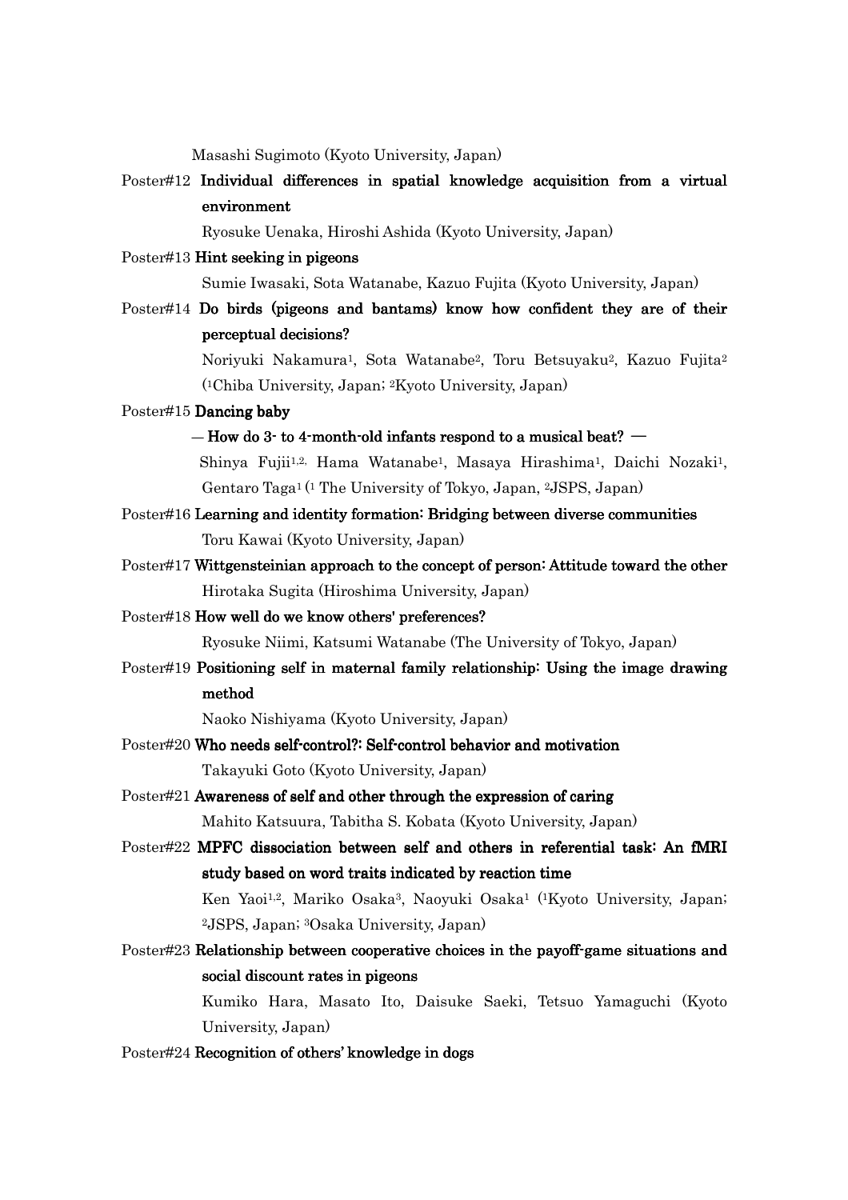Masashi Sugimoto (Kyoto University, Japan)

Poster#12 **Individual differences in spatial knowledge acquisition from a virtual environment**

Ryosuke Uenaka, Hiroshi Ashida (Kyoto University, Japan)

Poster#13 **Hint seeking in pigeons**

Sumie Iwasaki, Sota Watanabe, Kazuo Fujita (Kyoto University, Japan)

Poster#14 **Do birds (pigeons and bantams) know how confident they are of their perceptual decisions?**

Noriyuki Nakamura[1], Sota Watanabe[2], Toru Betsuyaku[2], Kazuo Fujita[2] ([1]Chiba University, Japan; [2]Kyoto University, Japan)

Poster#15 **Dancing baby**

**— How do 3- to 4-month-old infants respond to a musical beat? —**

Shinya Fujii[1,2], Hama Watanabe[1], Masaya Hirashima[1], Daichi Nozaki[1], Gentaro Taga[1] ([1] The University of Tokyo, Japan, [2]JSPS, Japan)

Poster#16 **Learning and identity formation: Bridging between diverse communities**

Toru Kawai (Kyoto University, Japan)

Poster#17 **Wittgensteinian approach to the concept of person: Attitude toward the other**

Hirotaka Sugita (Hiroshima University, Japan)

Poster#18 **How well do we know others' preferences?**

Ryosuke Niimi, Katsumi Watanabe (The University of Tokyo, Japan)

Poster#19 **Positioning self in maternal family relationship: Using the image drawing method**

Naoko Nishiyama (Kyoto University, Japan)

Poster#20 **Who needs self-control?: Self-control behavior and motivation**

Takayuki Goto (Kyoto University, Japan)

Poster#21 **Awareness of self and other through the expression of caring**

Mahito Katsuura, Tabitha S. Kobata (Kyoto University, Japan)

Poster#22 **MPFC dissociation between self and others in referential task: An fMRI study based on word traits indicated by reaction time**

Ken Yaoi[1,2], Mariko Osaka[3], Naoyuki Osaka[1] ([1]Kyoto University, Japan; [2]JSPS, Japan; [3]Osaka University, Japan)

Poster#23 **Relationship between cooperative choices in the payoff-game situations and social discount rates in pigeons**

Kumiko Hara, Masato Ito, Daisuke Saeki, Tetsuo Yamaguchi (Kyoto University, Japan)

Poster#24 **Recognition of others' knowledge in dogs**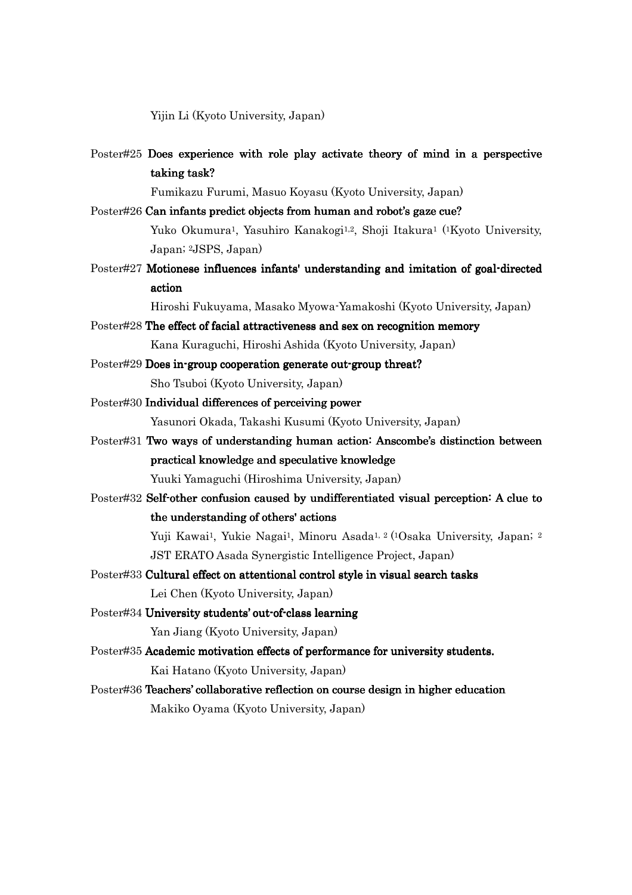Yijin Li (Kyoto University, Japan)

Poster#25 **Does experience with role play activate theory of mind in a perspective taking task?**
Fumikazu Furumi, Masuo Koyasu (Kyoto University, Japan)

Poster#26 **Can infants predict objects from human and robot's gaze cue?**
Yuko Okumura[1], Yasuhiro Kanakogi[1,2], Shoji Itakura[1] ([1]Kyoto University, Japan; [2]JSPS, Japan)

Poster#27 **Motionese influences infants' understanding and imitation of goal-directed action**
Hiroshi Fukuyama, Masako Myowa-Yamakoshi (Kyoto University, Japan)

Poster#28 **The effect of facial attractiveness and sex on recognition memory**
Kana Kuraguchi, Hiroshi Ashida (Kyoto University, Japan)

Poster#29 **Does in-group cooperation generate out-group threat?**
Sho Tsuboi (Kyoto University, Japan)

Poster#30 **Individual differences of perceiving power**
Yasunori Okada, Takashi Kusumi (Kyoto University, Japan)

Poster#31 **Two ways of understanding human action: Anscombe's distinction between practical knowledge and speculative knowledge**
Yuuki Yamaguchi (Hiroshima University, Japan)

Poster#32 **Self-other confusion caused by undifferentiated visual perception: A clue to the understanding of others' actions**
Yuji Kawai[1], Yukie Nagai[1], Minoru Asada[1,2] ([1]Osaka University, Japan; [2]JST ERATO Asada Synergistic Intelligence Project, Japan)

Poster#33 **Cultural effect on attentional control style in visual search tasks**
Lei Chen (Kyoto University, Japan)

Poster#34 **University students' out-of-class learning**
Yan Jiang (Kyoto University, Japan)

Poster#35 **Academic motivation effects of performance for university students.**
Kai Hatano (Kyoto University, Japan)

Poster#36 **Teachers' collaborative reflection on course design in higher education**
Makiko Oyama (Kyoto University, Japan)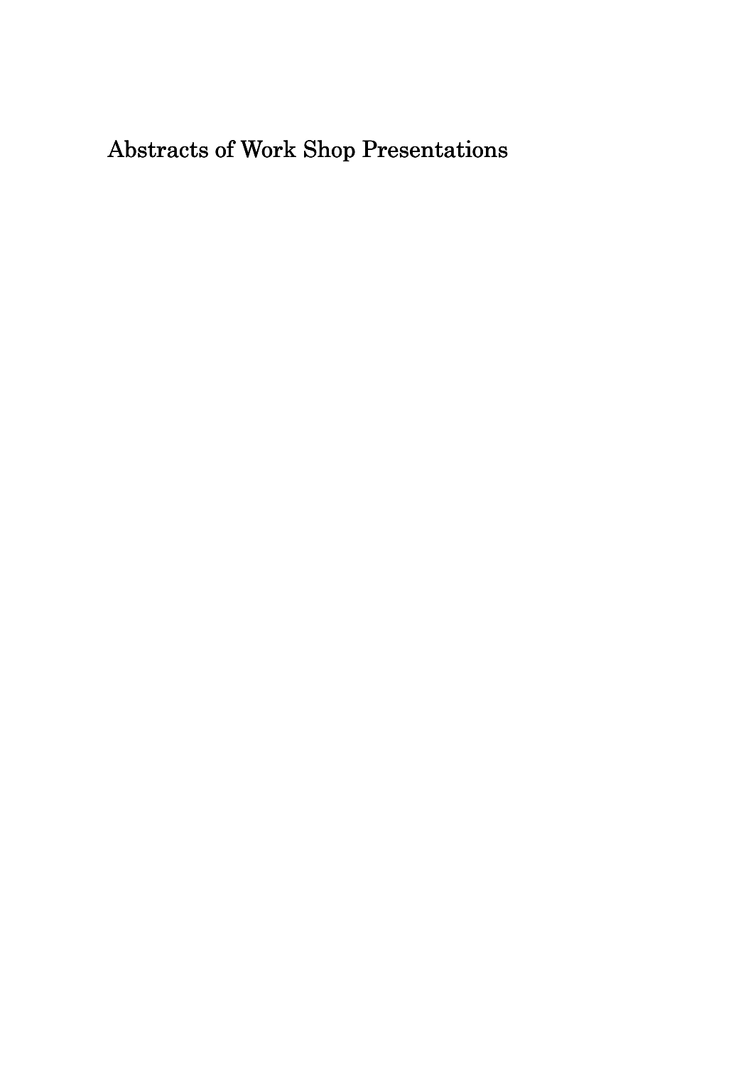# Abstracts of Work Shop Presentations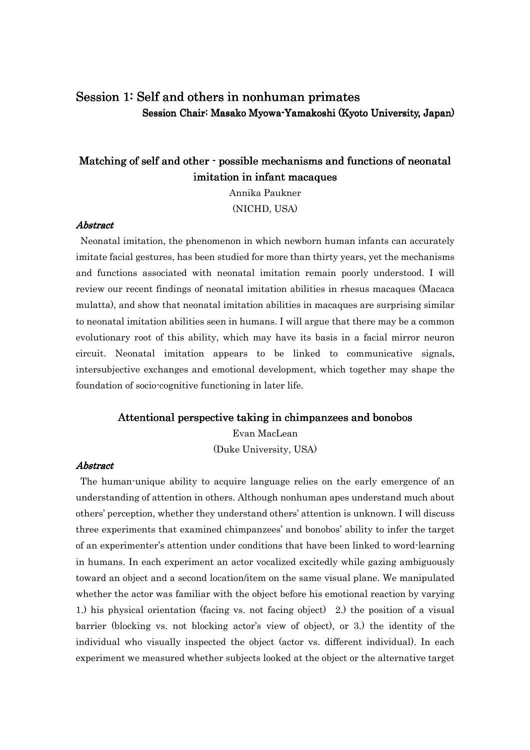# Session 1: Self and others in nonhuman primates

**Session Chair: Masako Myowa-Yamakoshi (Kyoto University, Japan)**

## Matching of self and other - possible mechanisms and functions of neonatal imitation in infant macaques

Annika Paukner

(NICHD, USA)

***Abstract***

Neonatal imitation, the phenomenon in which newborn human infants can accurately imitate facial gestures, has been studied for more than thirty years, yet the mechanisms and functions associated with neonatal imitation remain poorly understood. I will review our recent findings of neonatal imitation abilities in rhesus macaques (Macaca mulatta), and show that neonatal imitation abilities in macaques are surprising similar to neonatal imitation abilities seen in humans. I will argue that there may be a common evolutionary root of this ability, which may have its basis in a facial mirror neuron circuit. Neonatal imitation appears to be linked to communicative signals, intersubjective exchanges and emotional development, which together may shape the foundation of socio-cognitive functioning in later life.

## Attentional perspective taking in chimpanzees and bonobos

Evan MacLean

(Duke University, USA)

***Abstract***

The human-unique ability to acquire language relies on the early emergence of an understanding of attention in others. Although nonhuman apes understand much about others' perception, whether they understand others' attention is unknown. I will discuss three experiments that examined chimpanzees' and bonobos' ability to infer the target of an experimenter's attention under conditions that have been linked to word-learning in humans. In each experiment an actor vocalized excitedly while gazing ambiguously toward an object and a second location/item on the same visual plane. We manipulated whether the actor was familiar with the object before his emotional reaction by varying 1.) his physical orientation (facing vs. not facing object) 2.) the position of a visual barrier (blocking vs. not blocking actor's view of object), or 3.) the identity of the individual who visually inspected the object (actor vs. different individual). In each experiment we measured whether subjects looked at the object or the alternative target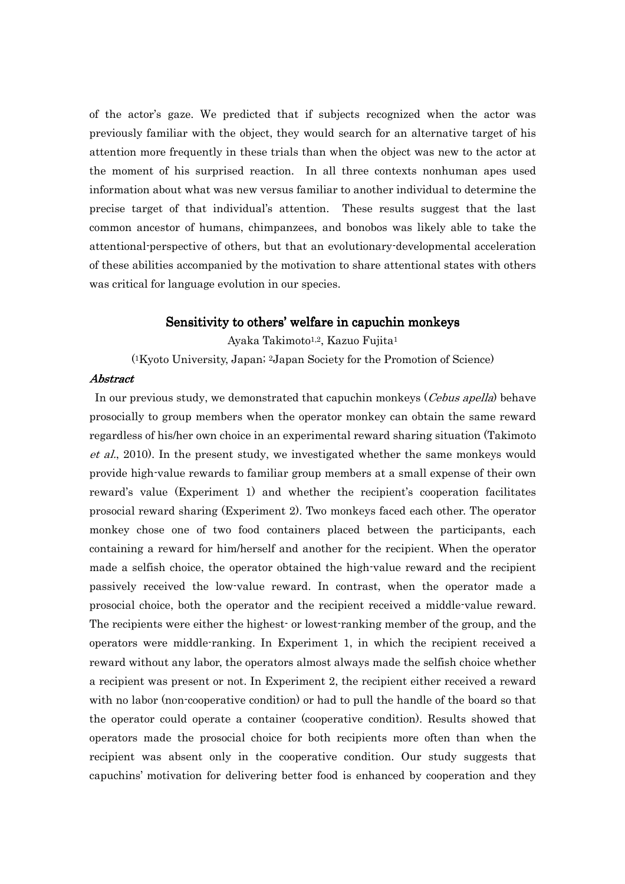of the actor's gaze. We predicted that if subjects recognized when the actor was previously familiar with the object, they would search for an alternative target of his attention more frequently in these trials than when the object was new to the actor at the moment of his surprised reaction. In all three contexts nonhuman apes used information about what was new versus familiar to another individual to determine the precise target of that individual's attention. These results suggest that the last common ancestor of humans, chimpanzees, and bonobos was likely able to take the attentional-perspective of others, but that an evolutionary-developmental acceleration of these abilities accompanied by the motivation to share attentional states with others was critical for language evolution in our species.

## Sensitivity to others' welfare in capuchin monkeys

Ayaka Takimoto[1,2], Kazuo Fujita[1]

([1]Kyoto University, Japan; [2]Japan Society for the Promotion of Science)

***Abstract***

In our previous study, we demonstrated that capuchin monkeys (*Cebus apella*) behave prosocially to group members when the operator monkey can obtain the same reward regardless of his/her own choice in an experimental reward sharing situation (Takimoto *et al.*, 2010). In the present study, we investigated whether the same monkeys would provide high-value rewards to familiar group members at a small expense of their own reward's value (Experiment 1) and whether the recipient's cooperation facilitates prosocial reward sharing (Experiment 2). Two monkeys faced each other. The operator monkey chose one of two food containers placed between the participants, each containing a reward for him/herself and another for the recipient. When the operator made a selfish choice, the operator obtained the high-value reward and the recipient passively received the low-value reward. In contrast, when the operator made a prosocial choice, both the operator and the recipient received a middle-value reward. The recipients were either the highest- or lowest-ranking member of the group, and the operators were middle-ranking. In Experiment 1, in which the recipient received a reward without any labor, the operators almost always made the selfish choice whether a recipient was present or not. In Experiment 2, the recipient either received a reward with no labor (non-cooperative condition) or had to pull the handle of the board so that the operator could operate a container (cooperative condition). Results showed that operators made the prosocial choice for both recipients more often than when the recipient was absent only in the cooperative condition. Our study suggests that capuchins' motivation for delivering better food is enhanced by cooperation and they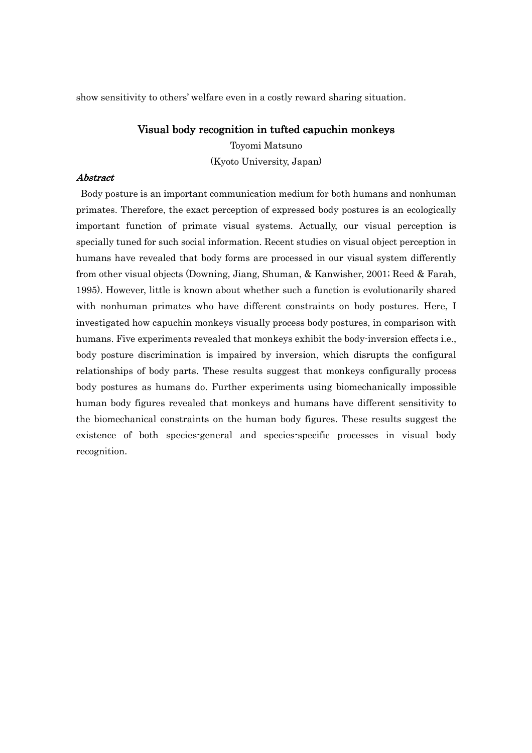show sensitivity to others' welfare even in a costly reward sharing situation.

## Visual body recognition in tufted capuchin monkeys

Toyomi Matsuno

(Kyoto University, Japan)

### *Abstract*

Body posture is an important communication medium for both humans and nonhuman primates. Therefore, the exact perception of expressed body postures is an ecologically important function of primate visual systems. Actually, our visual perception is specially tuned for such social information. Recent studies on visual object perception in humans have revealed that body forms are processed in our visual system differently from other visual objects (Downing, Jiang, Shuman, & Kanwisher, 2001; Reed & Farah, 1995). However, little is known about whether such a function is evolutionarily shared with nonhuman primates who have different constraints on body postures. Here, I investigated how capuchin monkeys visually process body postures, in comparison with humans. Five experiments revealed that monkeys exhibit the body-inversion effects i.e., body posture discrimination is impaired by inversion, which disrupts the configural relationships of body parts. These results suggest that monkeys configurally process body postures as humans do. Further experiments using biomechanically impossible human body figures revealed that monkeys and humans have different sensitivity to the biomechanical constraints on the human body figures. These results suggest the existence of both species-general and species-specific processes in visual body recognition.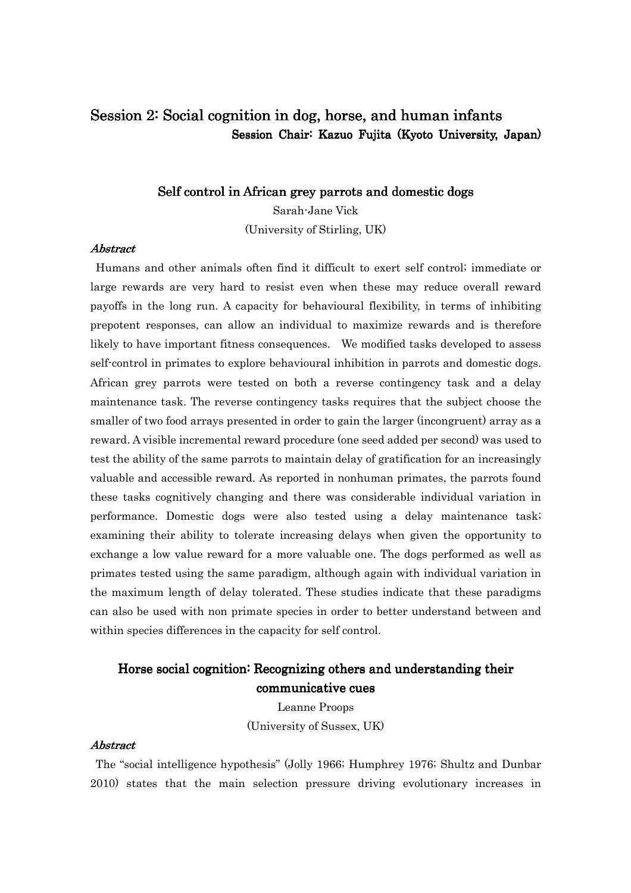## Session 2: Social cognition in dog, horse, and human infants

**Session Chair: Kazuo Fujita (Kyoto University, Japan)**

### Self control in African grey parrots and domestic dogs

Sarah-Jane Vick

(University of Stirling, UK)

*Abstract*

Humans and other animals often find it difficult to exert self control; immediate or large rewards are very hard to resist even when these may reduce overall reward payoffs in the long run. A capacity for behavioural flexibility, in terms of inhibiting prepotent responses, can allow an individual to maximize rewards and is therefore likely to have important fitness consequences. We modified tasks developed to assess self-control in primates to explore behavioural inhibition in parrots and domestic dogs. African grey parrots were tested on both a reverse contingency task and a delay maintenance task. The reverse contingency tasks requires that the subject choose the smaller of two food arrays presented in order to gain the larger (incongruent) array as a reward. A visible incremental reward procedure (one seed added per second) was used to test the ability of the same parrots to maintain delay of gratification for an increasingly valuable and accessible reward. As reported in nonhuman primates, the parrots found these tasks cognitively changing and there was considerable individual variation in performance. Domestic dogs were also tested using a delay maintenance task; examining their ability to tolerate increasing delays when given the opportunity to exchange a low value reward for a more valuable one. The dogs performed as well as primates tested using the same paradigm, although again with individual variation in the maximum length of delay tolerated. These studies indicate that these paradigms can also be used with non primate species in order to better understand between and within species differences in the capacity for self control.

### Horse social cognition: Recognizing others and understanding their communicative cues

Leanne Proops

(University of Sussex, UK)

*Abstract*

The "social intelligence hypothesis" (Jolly 1966; Humphrey 1976; Shultz and Dunbar 2010) states that the main selection pressure driving evolutionary increases in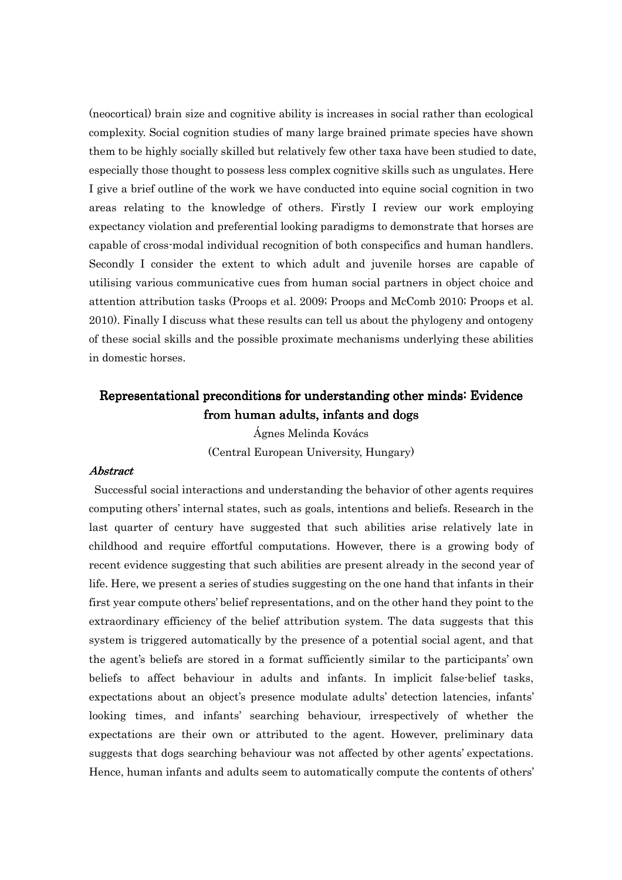(neocortical) brain size and cognitive ability is increases in social rather than ecological complexity. Social cognition studies of many large brained primate species have shown them to be highly socially skilled but relatively few other taxa have been studied to date, especially those thought to possess less complex cognitive skills such as ungulates. Here I give a brief outline of the work we have conducted into equine social cognition in two areas relating to the knowledge of others. Firstly I review our work employing expectancy violation and preferential looking paradigms to demonstrate that horses are capable of cross-modal individual recognition of both conspecifics and human handlers. Secondly I consider the extent to which adult and juvenile horses are capable of utilising various communicative cues from human social partners in object choice and attention attribution tasks (Proops et al. 2009; Proops and McComb 2010; Proops et al. 2010). Finally I discuss what these results can tell us about the phylogeny and ontogeny of these social skills and the possible proximate mechanisms underlying these abilities in domestic horses.

## Representational preconditions for understanding other minds: Evidence from human adults, infants and dogs

Ágnes Melinda Kovács

(Central European University, Hungary)

### *Abstract*

Successful social interactions and understanding the behavior of other agents requires computing others' internal states, such as goals, intentions and beliefs. Research in the last quarter of century have suggested that such abilities arise relatively late in childhood and require effortful computations. However, there is a growing body of recent evidence suggesting that such abilities are present already in the second year of life. Here, we present a series of studies suggesting on the one hand that infants in their first year compute others' belief representations, and on the other hand they point to the extraordinary efficiency of the belief attribution system. The data suggests that this system is triggered automatically by the presence of a potential social agent, and that the agent's beliefs are stored in a format sufficiently similar to the participants' own beliefs to affect behaviour in adults and infants. In implicit false-belief tasks, expectations about an object's presence modulate adults' detection latencies, infants' looking times, and infants' searching behaviour, irrespectively of whether the expectations are their own or attributed to the agent. However, preliminary data suggests that dogs searching behaviour was not affected by other agents' expectations. Hence, human infants and adults seem to automatically compute the contents of others'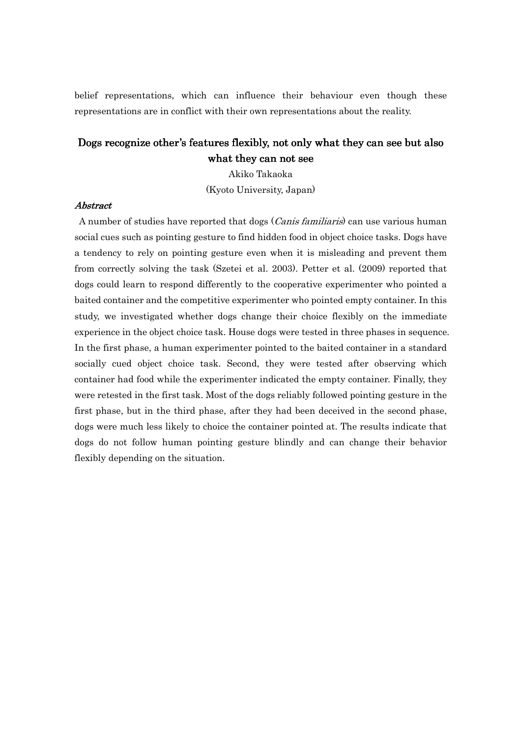belief representations, which can influence their behaviour even though these representations are in conflict with their own representations about the reality.

## Dogs recognize other's features flexibly, not only what they can see but also what they can not see

Akiko Takaoka

(Kyoto University, Japan)

***Abstract***

A number of studies have reported that dogs (*Canis familiaris*) can use various human social cues such as pointing gesture to find hidden food in object choice tasks. Dogs have a tendency to rely on pointing gesture even when it is misleading and prevent them from correctly solving the task (Szetei et al. 2003). Petter et al. (2009) reported that dogs could learn to respond differently to the cooperative experimenter who pointed a baited container and the competitive experimenter who pointed empty container. In this study, we investigated whether dogs change their choice flexibly on the immediate experience in the object choice task. House dogs were tested in three phases in sequence. In the first phase, a human experimenter pointed to the baited container in a standard socially cued object choice task. Second, they were tested after observing which container had food while the experimenter indicated the empty container. Finally, they were retested in the first task. Most of the dogs reliably followed pointing gesture in the first phase, but in the third phase, after they had been deceived in the second phase, dogs were much less likely to choice the container pointed at. The results indicate that dogs do not follow human pointing gesture blindly and can change their behavior flexibly depending on the situation.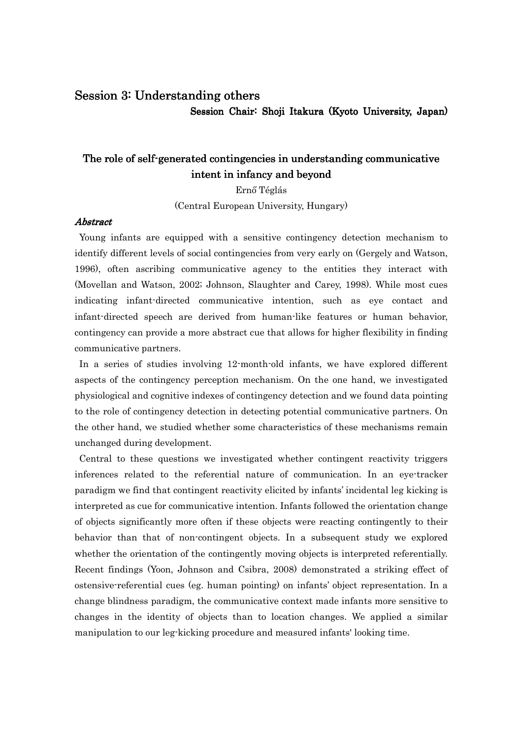## Session 3: Understanding others

**Session Chair: Shoji Itakura (Kyoto University, Japan)**

### The role of self-generated contingencies in understanding communicative intent in infancy and beyond

Ernő Téglás

(Central European University, Hungary)

***Abstract***

Young infants are equipped with a sensitive contingency detection mechanism to identify different levels of social contingencies from very early on (Gergely and Watson, 1996), often ascribing communicative agency to the entities they interact with (Movellan and Watson, 2002; Johnson, Slaughter and Carey, 1998). While most cues indicating infant-directed communicative intention, such as eye contact and infant-directed speech are derived from human-like features or human behavior, contingency can provide a more abstract cue that allows for higher flexibility in finding communicative partners.

In a series of studies involving 12-month-old infants, we have explored different aspects of the contingency perception mechanism. On the one hand, we investigated physiological and cognitive indexes of contingency detection and we found data pointing to the role of contingency detection in detecting potential communicative partners. On the other hand, we studied whether some characteristics of these mechanisms remain unchanged during development.

Central to these questions we investigated whether contingent reactivity triggers inferences related to the referential nature of communication. In an eye-tracker paradigm we find that contingent reactivity elicited by infants' incidental leg kicking is interpreted as cue for communicative intention. Infants followed the orientation change of objects significantly more often if these objects were reacting contingently to their behavior than that of non-contingent objects. In a subsequent study we explored whether the orientation of the contingently moving objects is interpreted referentially. Recent findings (Yoon, Johnson and Csibra, 2008) demonstrated a striking effect of ostensive-referential cues (eg. human pointing) on infants' object representation. In a change blindness paradigm, the communicative context made infants more sensitive to changes in the identity of objects than to location changes. We applied a similar manipulation to our leg-kicking procedure and measured infants' looking time.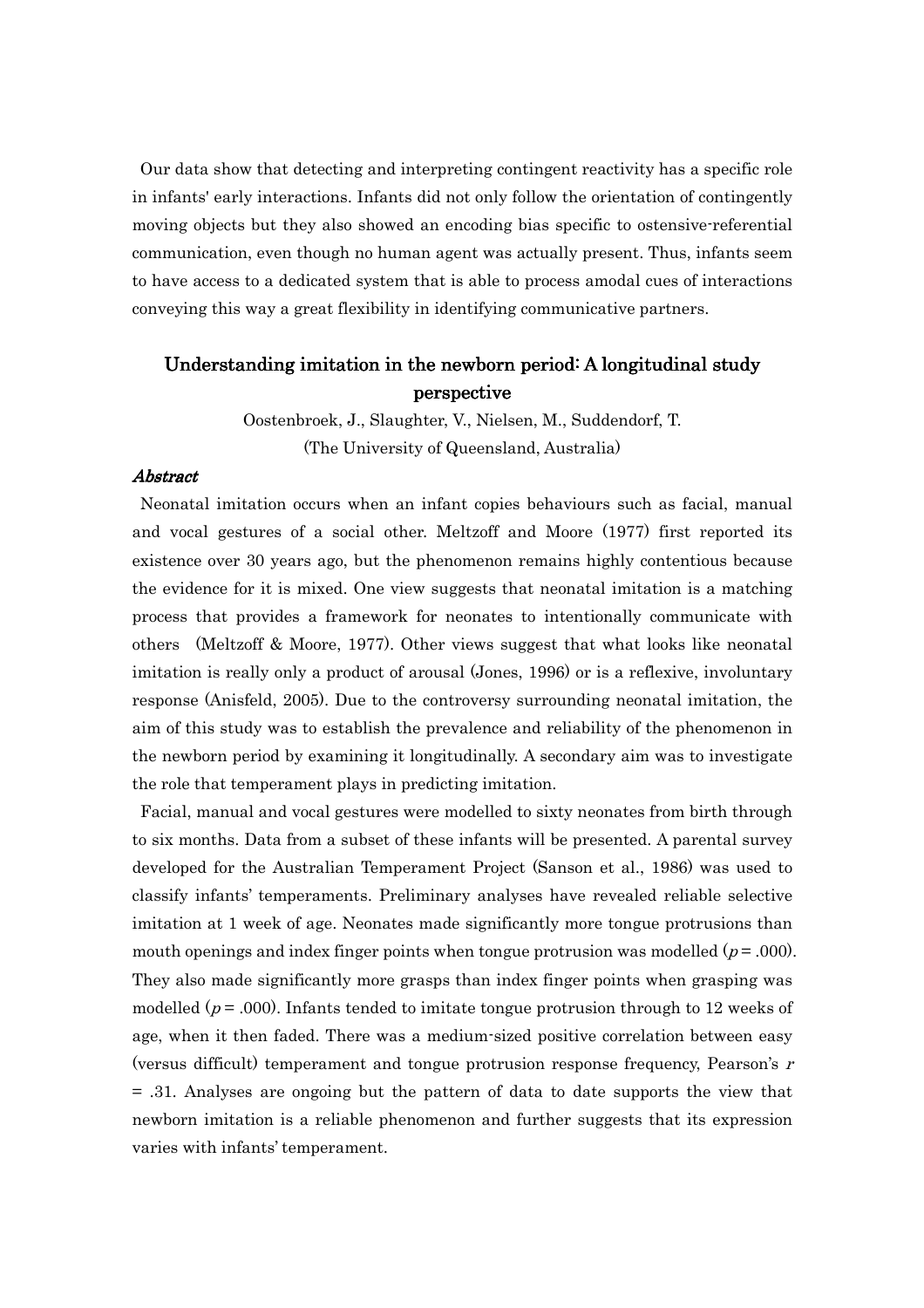Our data show that detecting and interpreting contingent reactivity has a specific role in infants' early interactions. Infants did not only follow the orientation of contingently moving objects but they also showed an encoding bias specific to ostensive-referential communication, even though no human agent was actually present. Thus, infants seem to have access to a dedicated system that is able to process amodal cues of interactions conveying this way a great flexibility in identifying communicative partners.

## Understanding imitation in the newborn period: A longitudinal study perspective

Oostenbroek, J., Slaughter, V., Nielsen, M., Suddendorf, T.

(The University of Queensland, Australia)

***Abstract***

Neonatal imitation occurs when an infant copies behaviours such as facial, manual and vocal gestures of a social other. Meltzoff and Moore (1977) first reported its existence over 30 years ago, but the phenomenon remains highly contentious because the evidence for it is mixed. One view suggests that neonatal imitation is a matching process that provides a framework for neonates to intentionally communicate with others (Meltzoff & Moore, 1977). Other views suggest that what looks like neonatal imitation is really only a product of arousal (Jones, 1996) or is a reflexive, involuntary response (Anisfeld, 2005). Due to the controversy surrounding neonatal imitation, the aim of this study was to establish the prevalence and reliability of the phenomenon in the newborn period by examining it longitudinally. A secondary aim was to investigate the role that temperament plays in predicting imitation.

Facial, manual and vocal gestures were modelled to sixty neonates from birth through to six months. Data from a subset of these infants will be presented. A parental survey developed for the Australian Temperament Project (Sanson et al., 1986) was used to classify infants' temperaments. Preliminary analyses have revealed reliable selective imitation at 1 week of age. Neonates made significantly more tongue protrusions than mouth openings and index finger points when tongue protrusion was modelled ($p = .000$). They also made significantly more grasps than index finger points when grasping was modelled ($p = .000$). Infants tended to imitate tongue protrusion through to 12 weeks of age, when it then faded. There was a medium-sized positive correlation between easy (versus difficult) temperament and tongue protrusion response frequency, Pearson's $r = .31$. Analyses are ongoing but the pattern of data to date supports the view that newborn imitation is a reliable phenomenon and further suggests that its expression varies with infants' temperament.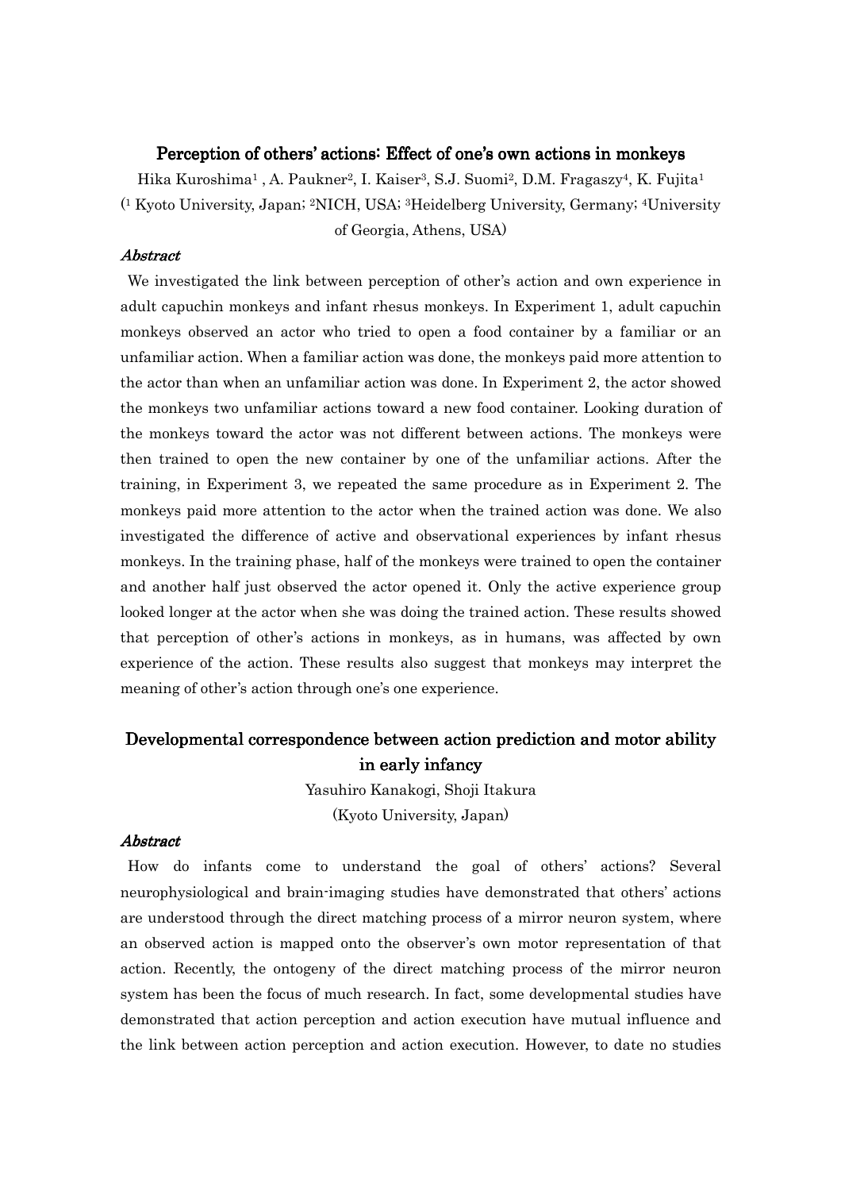## Perception of others' actions: Effect of one's own actions in monkeys

Hika Kuroshima[1], A. Paukner[2], I. Kaiser[3], S.J. Suomi[2], D.M. Fragaszy[4], K. Fujita[1]

([1] Kyoto University, Japan; [2]NICH, USA; [3]Heidelberg University, Germany; [4]University of Georgia, Athens, USA)

### *Abstract*

We investigated the link between perception of other's action and own experience in adult capuchin monkeys and infant rhesus monkeys. In Experiment 1, adult capuchin monkeys observed an actor who tried to open a food container by a familiar or an unfamiliar action. When a familiar action was done, the monkeys paid more attention to the actor than when an unfamiliar action was done. In Experiment 2, the actor showed the monkeys two unfamiliar actions toward a new food container. Looking duration of the monkeys toward the actor was not different between actions. The monkeys were then trained to open the new container by one of the unfamiliar actions. After the training, in Experiment 3, we repeated the same procedure as in Experiment 2. The monkeys paid more attention to the actor when the trained action was done. We also investigated the difference of active and observational experiences by infant rhesus monkeys. In the training phase, half of the monkeys were trained to open the container and another half just observed the actor opened it. Only the active experience group looked longer at the actor when she was doing the trained action. These results showed that perception of other's actions in monkeys, as in humans, was affected by own experience of the action. These results also suggest that monkeys may interpret the meaning of other's action through one's one experience.

## Developmental correspondence between action prediction and motor ability in early infancy

Yasuhiro Kanakogi, Shoji Itakura

(Kyoto University, Japan)

### *Abstract*

How do infants come to understand the goal of others' actions? Several neurophysiological and brain-imaging studies have demonstrated that others' actions are understood through the direct matching process of a mirror neuron system, where an observed action is mapped onto the observer's own motor representation of that action. Recently, the ontogeny of the direct matching process of the mirror neuron system has been the focus of much research. In fact, some developmental studies have demonstrated that action perception and action execution have mutual influence and the link between action perception and action execution. However, to date no studies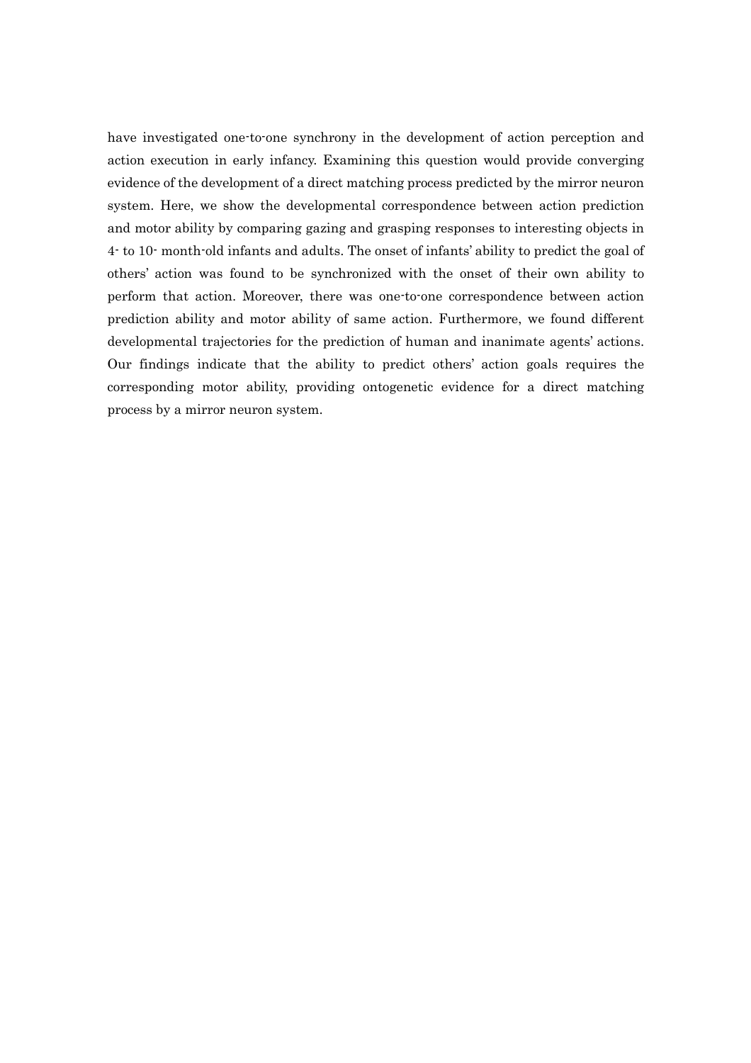have investigated one-to-one synchrony in the development of action perception and action execution in early infancy. Examining this question would provide converging evidence of the development of a direct matching process predicted by the mirror neuron system. Here, we show the developmental correspondence between action prediction and motor ability by comparing gazing and grasping responses to interesting objects in 4- to 10- month-old infants and adults. The onset of infants' ability to predict the goal of others' action was found to be synchronized with the onset of their own ability to perform that action. Moreover, there was one-to-one correspondence between action prediction ability and motor ability of same action. Furthermore, we found different developmental trajectories for the prediction of human and inanimate agents' actions. Our findings indicate that the ability to predict others' action goals requires the corresponding motor ability, providing ontogenetic evidence for a direct matching process by a mirror neuron system.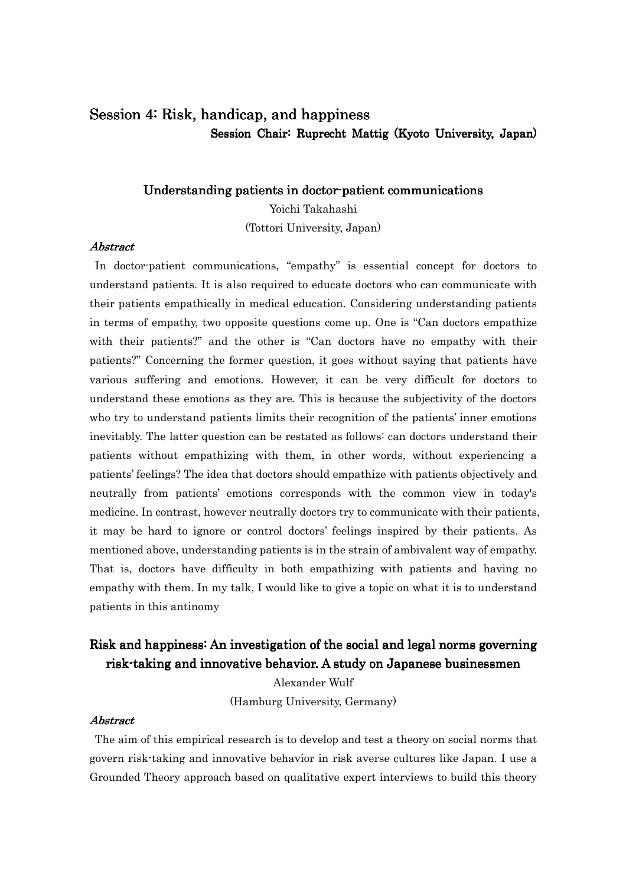## Session 4: Risk, handicap, and happiness

**Session Chair: Ruprecht Mattig (Kyoto University, Japan)**

### Understanding patients in doctor-patient communications

Yoichi Takahashi

(Tottori University, Japan)

***Abstract***

In doctor-patient communications, "empathy" is essential concept for doctors to understand patients. It is also required to educate doctors who can communicate with their patients empathically in medical education. Considering understanding patients in terms of empathy, two opposite questions come up. One is "Can doctors empathize with their patients?" and the other is "Can doctors have no empathy with their patients?" Concerning the former question, it goes without saying that patients have various suffering and emotions. However, it can be very difficult for doctors to understand these emotions as they are. This is because the subjectivity of the doctors who try to understand patients limits their recognition of the patients' inner emotions inevitably. The latter question can be restated as follows: can doctors understand their patients without empathizing with them, in other words, without experiencing a patients' feelings? The idea that doctors should empathize with patients objectively and neutrally from patients' emotions corresponds with the common view in today's medicine. In contrast, however neutrally doctors try to communicate with their patients, it may be hard to ignore or control doctors' feelings inspired by their patients. As mentioned above, understanding patients is in the strain of ambivalent way of empathy. That is, doctors have difficulty in both empathizing with patients and having no empathy with them. In my talk, I would like to give a topic on what it is to understand patients in this antinomy

### Risk and happiness: An investigation of the social and legal norms governing risk-taking and innovative behavior. A study on Japanese businessmen

Alexander Wulf

(Hamburg University, Germany)

***Abstract***

The aim of this empirical research is to develop and test a theory on social norms that govern risk-taking and innovative behavior in risk averse cultures like Japan. I use a Grounded Theory approach based on qualitative expert interviews to build this theory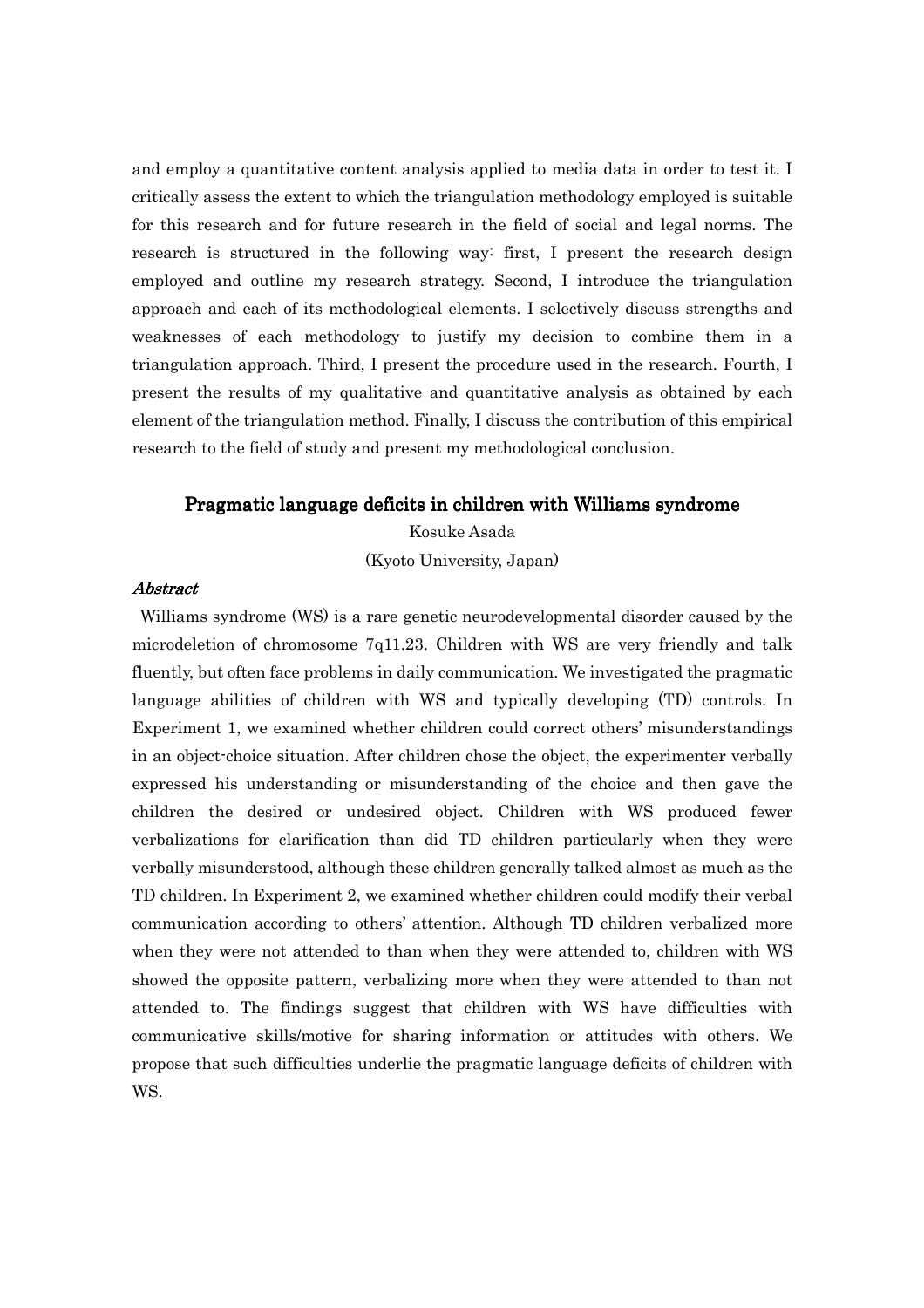and employ a quantitative content analysis applied to media data in order to test it. I critically assess the extent to which the triangulation methodology employed is suitable for this research and for future research in the field of social and legal norms. The research is structured in the following way: first, I present the research design employed and outline my research strategy. Second, I introduce the triangulation approach and each of its methodological elements. I selectively discuss strengths and weaknesses of each methodology to justify my decision to combine them in a triangulation approach. Third, I present the procedure used in the research. Fourth, I present the results of my qualitative and quantitative analysis as obtained by each element of the triangulation method. Finally, I discuss the contribution of this empirical research to the field of study and present my methodological conclusion.

## Pragmatic language deficits in children with Williams syndrome

Kosuke Asada

(Kyoto University, Japan)

### *Abstract*

Williams syndrome (WS) is a rare genetic neurodevelopmental disorder caused by the microdeletion of chromosome 7q11.23. Children with WS are very friendly and talk fluently, but often face problems in daily communication. We investigated the pragmatic language abilities of children with WS and typically developing (TD) controls. In Experiment 1, we examined whether children could correct others' misunderstandings in an object-choice situation. After children chose the object, the experimenter verbally expressed his understanding or misunderstanding of the choice and then gave the children the desired or undesired object. Children with WS produced fewer verbalizations for clarification than did TD children particularly when they were verbally misunderstood, although these children generally talked almost as much as the TD children. In Experiment 2, we examined whether children could modify their verbal communication according to others' attention. Although TD children verbalized more when they were not attended to than when they were attended to, children with WS showed the opposite pattern, verbalizing more when they were attended to than not attended to. The findings suggest that children with WS have difficulties with communicative skills/motive for sharing information or attitudes with others. We propose that such difficulties underlie the pragmatic language deficits of children with WS.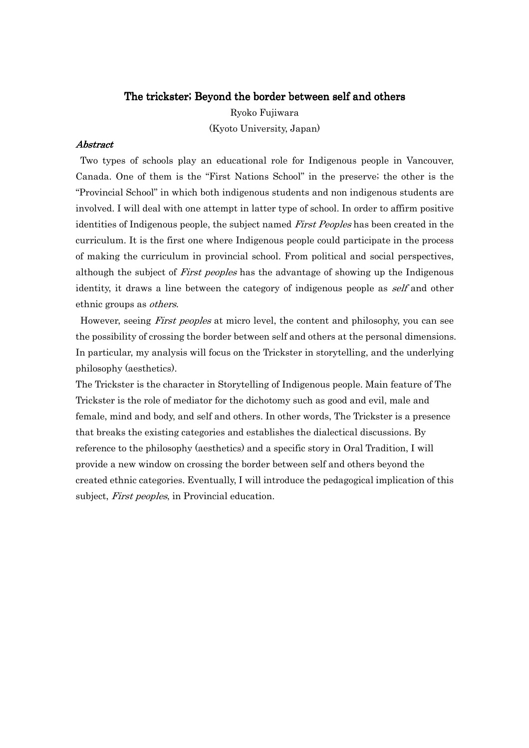## The trickster; Beyond the border between self and others

Ryoko Fujiwara

(Kyoto University, Japan)

***Abstract***

Two types of schools play an educational role for Indigenous people in Vancouver, Canada. One of them is the "First Nations School" in the preserve; the other is the "Provincial School" in which both indigenous students and non indigenous students are involved. I will deal with one attempt in latter type of school. In order to affirm positive identities of Indigenous people, the subject named *First Peoples* has been created in the curriculum. It is the first one where Indigenous people could participate in the process of making the curriculum in provincial school. From political and social perspectives, although the subject of *First peoples* has the advantage of showing up the Indigenous identity, it draws a line between the category of indigenous people as *self* and other ethnic groups as *others*.

However, seeing *First peoples* at micro level, the content and philosophy, you can see the possibility of crossing the border between self and others at the personal dimensions. In particular, my analysis will focus on the Trickster in storytelling, and the underlying philosophy (aesthetics).

The Trickster is the character in Storytelling of Indigenous people. Main feature of The Trickster is the role of mediator for the dichotomy such as good and evil, male and female, mind and body, and self and others. In other words, The Trickster is a presence that breaks the existing categories and establishes the dialectical discussions. By reference to the philosophy (aesthetics) and a specific story in Oral Tradition, I will provide a new window on crossing the border between self and others beyond the created ethnic categories. Eventually, I will introduce the pedagogical implication of this subject, *First peoples*, in Provincial education.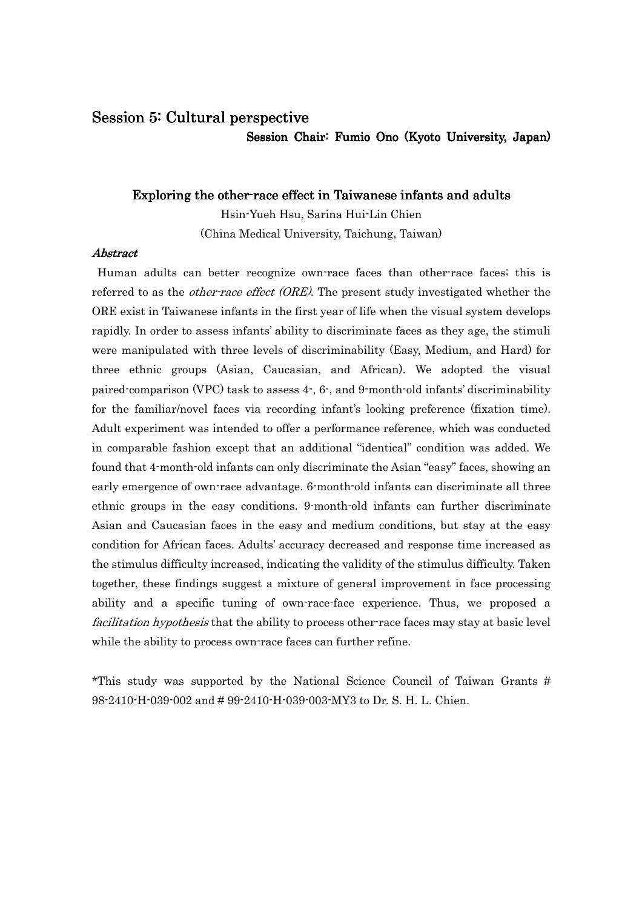## Session 5: Cultural perspective

**Session Chair: Fumio Ono (Kyoto University, Japan)**

### Exploring the other-race effect in Taiwanese infants and adults

Hsin-Yueh Hsu, Sarina Hui-Lin Chien

(China Medical University, Taichung, Taiwan)

***Abstract***

Human adults can better recognize own-race faces than other-race faces; this is referred to as the *other-race effect (ORE)*. The present study investigated whether the ORE exist in Taiwanese infants in the first year of life when the visual system develops rapidly. In order to assess infants' ability to discriminate faces as they age, the stimuli were manipulated with three levels of discriminability (Easy, Medium, and Hard) for three ethnic groups (Asian, Caucasian, and African). We adopted the visual paired-comparison (VPC) task to assess 4-, 6-, and 9-month-old infants' discriminability for the familiar/novel faces via recording infant's looking preference (fixation time). Adult experiment was intended to offer a performance reference, which was conducted in comparable fashion except that an additional "identical" condition was added. We found that 4-month-old infants can only discriminate the Asian "easy" faces, showing an early emergence of own-race advantage. 6-month-old infants can discriminate all three ethnic groups in the easy conditions. 9-month-old infants can further discriminate Asian and Caucasian faces in the easy and medium conditions, but stay at the easy condition for African faces. Adults' accuracy decreased and response time increased as the stimulus difficulty increased, indicating the validity of the stimulus difficulty. Taken together, these findings suggest a mixture of general improvement in face processing ability and a specific tuning of own-race-face experience. Thus, we proposed a *facilitation hypothesis* that the ability to process other-race faces may stay at basic level while the ability to process own-race faces can further refine.

*This study was supported by the National Science Council of Taiwan Grants # 98-2410-H-039-002 and # 99-2410-H-039-003-MY3 to Dr. S. H. L. Chien.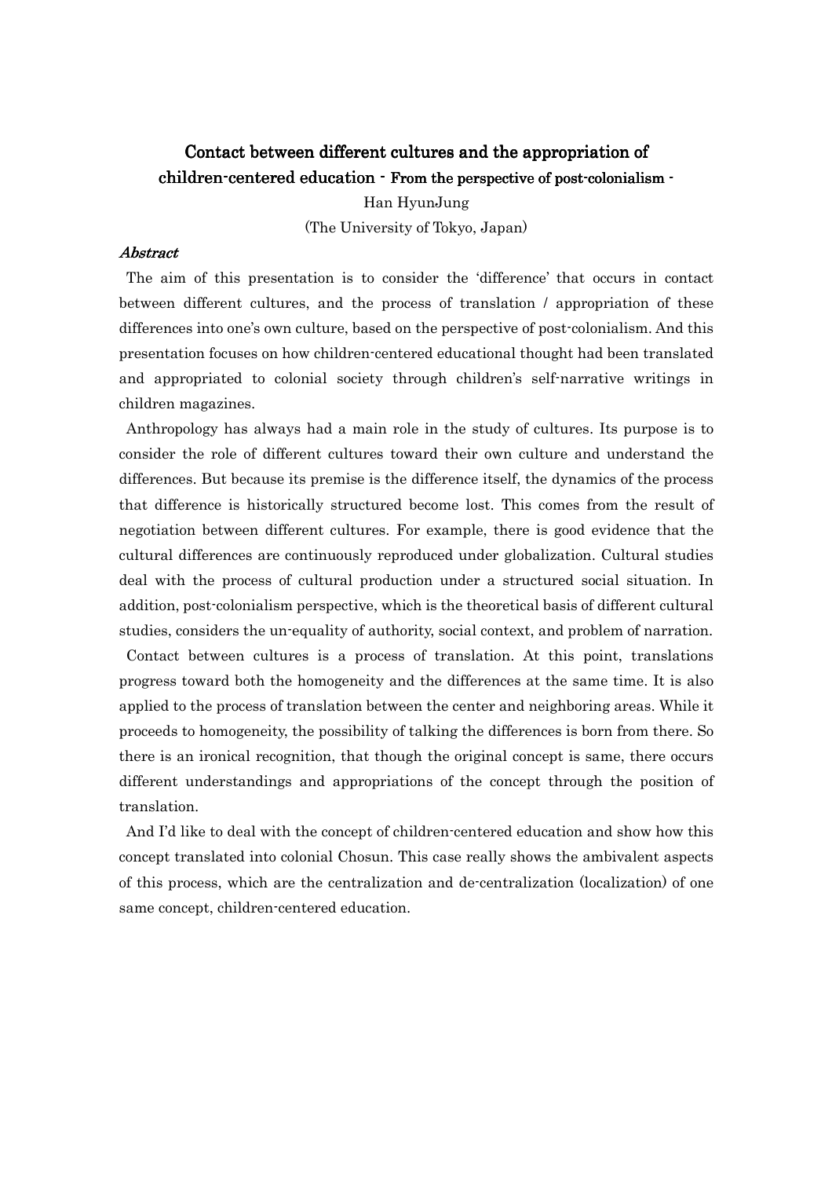# Contact between different cultures and the appropriation of children-centered education - From the perspective of post-colonialism -

Han HyunJung

(The University of Tokyo, Japan)

***Abstract***

The aim of this presentation is to consider the 'difference' that occurs in contact between different cultures, and the process of translation / appropriation of these differences into one's own culture, based on the perspective of post-colonialism. And this presentation focuses on how children-centered educational thought had been translated and appropriated to colonial society through children's self-narrative writings in children magazines.

Anthropology has always had a main role in the study of cultures. Its purpose is to consider the role of different cultures toward their own culture and understand the differences. But because its premise is the difference itself, the dynamics of the process that difference is historically structured become lost. This comes from the result of negotiation between different cultures. For example, there is good evidence that the cultural differences are continuously reproduced under globalization. Cultural studies deal with the process of cultural production under a structured social situation. In addition, post-colonialism perspective, which is the theoretical basis of different cultural studies, considers the un-equality of authority, social context, and problem of narration.

Contact between cultures is a process of translation. At this point, translations progress toward both the homogeneity and the differences at the same time. It is also applied to the process of translation between the center and neighboring areas. While it proceeds to homogeneity, the possibility of talking the differences is born from there. So there is an ironical recognition, that though the original concept is same, there occurs different understandings and appropriations of the concept through the position of translation.

And I'd like to deal with the concept of children-centered education and show how this concept translated into colonial Chosun. This case really shows the ambivalent aspects of this process, which are the centralization and de-centralization (localization) of one same concept, children-centered education.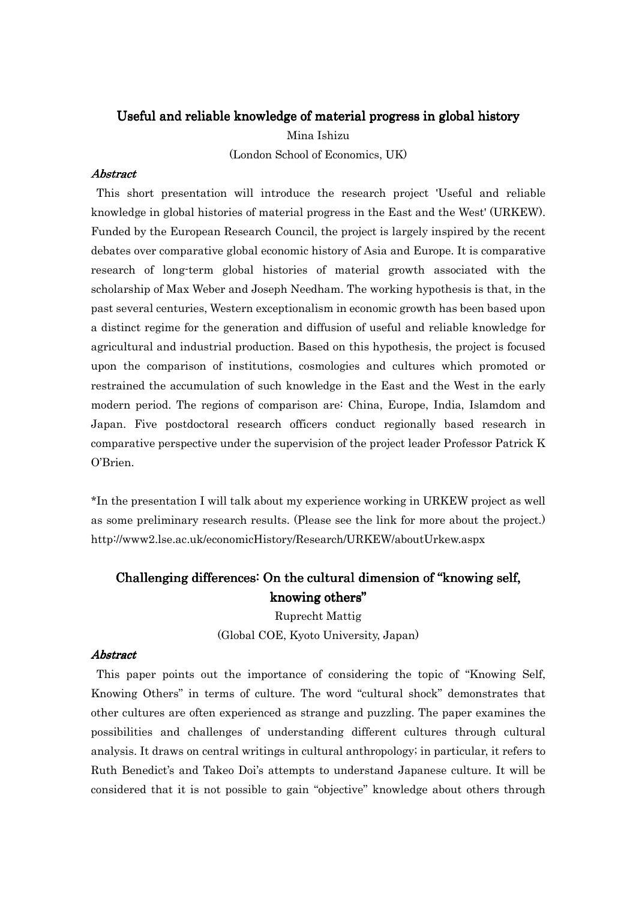## Useful and reliable knowledge of material progress in global history

Mina Ishizu

(London School of Economics, UK)

### *Abstract*

This short presentation will introduce the research project 'Useful and reliable knowledge in global histories of material progress in the East and the West' (URKEW). Funded by the European Research Council, the project is largely inspired by the recent debates over comparative global economic history of Asia and Europe. It is comparative research of long-term global histories of material growth associated with the scholarship of Max Weber and Joseph Needham. The working hypothesis is that, in the past several centuries, Western exceptionalism in economic growth has been based upon a distinct regime for the generation and diffusion of useful and reliable knowledge for agricultural and industrial production. Based on this hypothesis, the project is focused upon the comparison of institutions, cosmologies and cultures which promoted or restrained the accumulation of such knowledge in the East and the West in the early modern period. The regions of comparison are: China, Europe, India, Islamdom and Japan. Five postdoctoral research officers conduct regionally based research in comparative perspective under the supervision of the project leader Professor Patrick K O'Brien.

*In the presentation I will talk about my experience working in URKEW project as well as some preliminary research results. (Please see the link for more about the project.) http://www2.lse.ac.uk/economicHistory/Research/URKEW/aboutUrkew.aspx

## Challenging differences: On the cultural dimension of "knowing self, knowing others"

Ruprecht Mattig

(Global COE, Kyoto University, Japan)

### *Abstract*

This paper points out the importance of considering the topic of "Knowing Self, Knowing Others" in terms of culture. The word "cultural shock" demonstrates that other cultures are often experienced as strange and puzzling. The paper examines the possibilities and challenges of understanding different cultures through cultural analysis. It draws on central writings in cultural anthropology; in particular, it refers to Ruth Benedict's and Takeo Doi's attempts to understand Japanese culture. It will be considered that it is not possible to gain "objective" knowledge about others through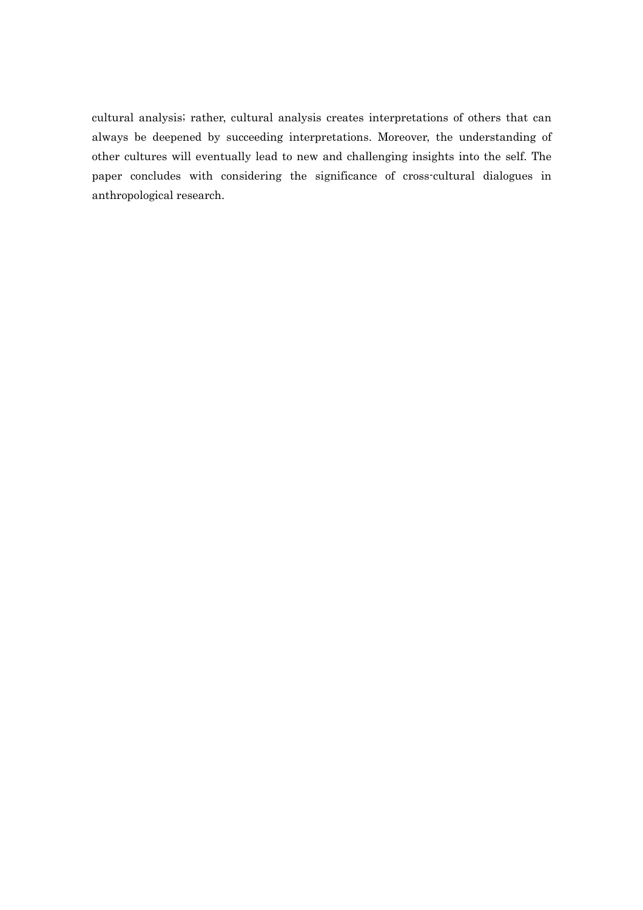cultural analysis; rather, cultural analysis creates interpretations of others that can always be deepened by succeeding interpretations. Moreover, the understanding of other cultures will eventually lead to new and challenging insights into the self. The paper concludes with considering the significance of cross-cultural dialogues in anthropological research.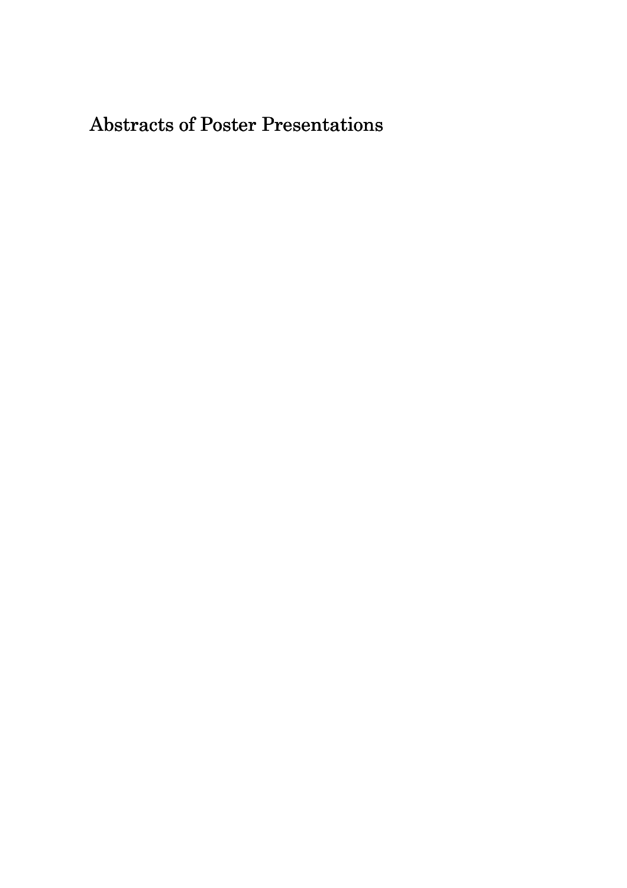# Abstracts of Poster Presentations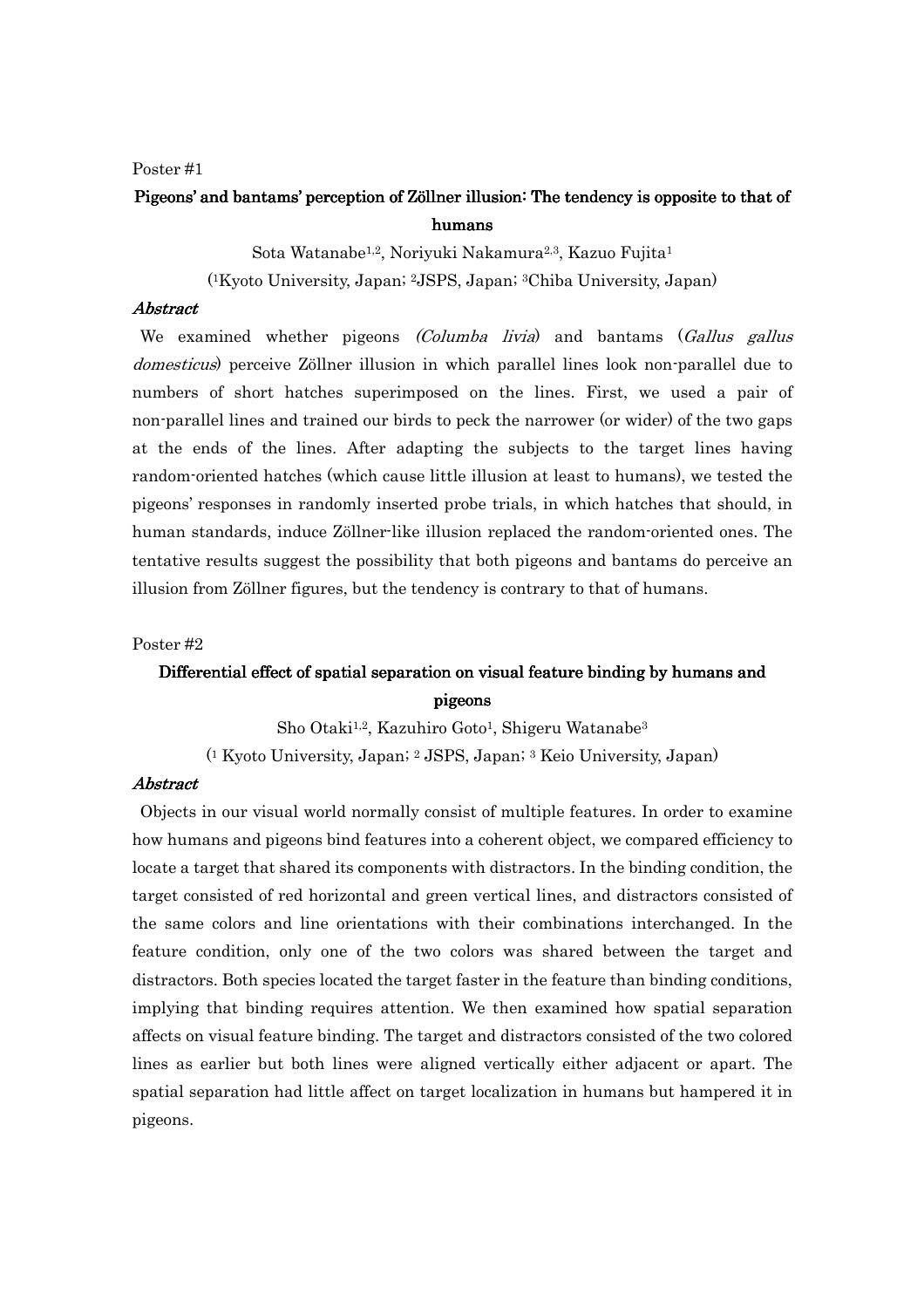Poster #1

## Pigeons' and bantams' perception of Zöllner illusion: The tendency is opposite to that of humans

Sota Watanabe[1,2], Noriyuki Nakamura[2,3], Kazuo Fujita[1]

([1]Kyoto University, Japan; [2]JSPS, Japan; [3]Chiba University, Japan)

***Abstract***

We examined whether pigeons *(Columba livia)* and bantams (*Gallus gallus domesticus*) perceive Zöllner illusion in which parallel lines look non-parallel due to numbers of short hatches superimposed on the lines. First, we used a pair of non-parallel lines and trained our birds to peck the narrower (or wider) of the two gaps at the ends of the lines. After adapting the subjects to the target lines having random-oriented hatches (which cause little illusion at least to humans), we tested the pigeons' responses in randomly inserted probe trials, in which hatches that should, in human standards, induce Zöllner-like illusion replaced the random-oriented ones. The tentative results suggest the possibility that both pigeons and bantams do perceive an illusion from Zöllner figures, but the tendency is contrary to that of humans.

Poster #2

## Differential effect of spatial separation on visual feature binding by humans and pigeons

Sho Otaki[1,2], Kazuhiro Goto[1], Shigeru Watanabe[3]

([1] Kyoto University, Japan; [2] JSPS, Japan; [3] Keio University, Japan)

***Abstract***

Objects in our visual world normally consist of multiple features. In order to examine how humans and pigeons bind features into a coherent object, we compared efficiency to locate a target that shared its components with distractors. In the binding condition, the target consisted of red horizontal and green vertical lines, and distractors consisted of the same colors and line orientations with their combinations interchanged. In the feature condition, only one of the two colors was shared between the target and distractors. Both species located the target faster in the feature than binding conditions, implying that binding requires attention. We then examined how spatial separation affects on visual feature binding. The target and distractors consisted of the two colored lines as earlier but both lines were aligned vertically either adjacent or apart. The spatial separation had little affect on target localization in humans but hampered it in pigeons.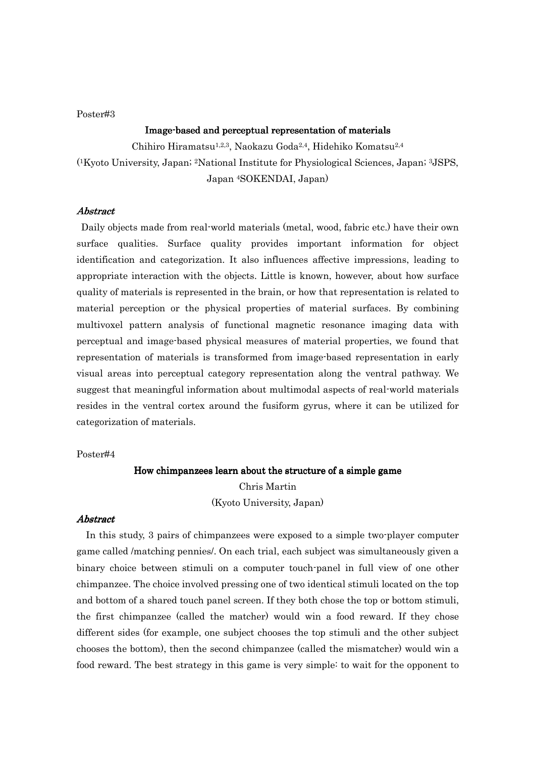Poster#3

### Image-based and perceptual representation of materials

Chihiro Hiramatsu[1,2,3], Naokazu Goda[2,4], Hidehiko Komatsu[2,4]

([1]Kyoto University, Japan; [2]National Institute for Physiological Sciences, Japan; [3]JSPS, Japan [4]SOKENDAI, Japan)

***Abstract***

Daily objects made from real-world materials (metal, wood, fabric etc.) have their own surface qualities. Surface quality provides important information for object identification and categorization. It also influences affective impressions, leading to appropriate interaction with the objects. Little is known, however, about how surface quality of materials is represented in the brain, or how that representation is related to material perception or the physical properties of material surfaces. By combining multivoxel pattern analysis of functional magnetic resonance imaging data with perceptual and image-based physical measures of material properties, we found that representation of materials is transformed from image-based representation in early visual areas into perceptual category representation along the ventral pathway. We suggest that meaningful information about multimodal aspects of real-world materials resides in the ventral cortex around the fusiform gyrus, where it can be utilized for categorization of materials.

Poster#4

### How chimpanzees learn about the structure of a simple game

Chris Martin

(Kyoto University, Japan)

***Abstract***

In this study, 3 pairs of chimpanzees were exposed to a simple two-player computer game called /matching pennies/. On each trial, each subject was simultaneously given a binary choice between stimuli on a computer touch-panel in full view of one other chimpanzee. The choice involved pressing one of two identical stimuli located on the top and bottom of a shared touch panel screen. If they both chose the top or bottom stimuli, the first chimpanzee (called the matcher) would win a food reward. If they chose different sides (for example, one subject chooses the top stimuli and the other subject chooses the bottom), then the second chimpanzee (called the mismatcher) would win a food reward. The best strategy in this game is very simple: to wait for the opponent to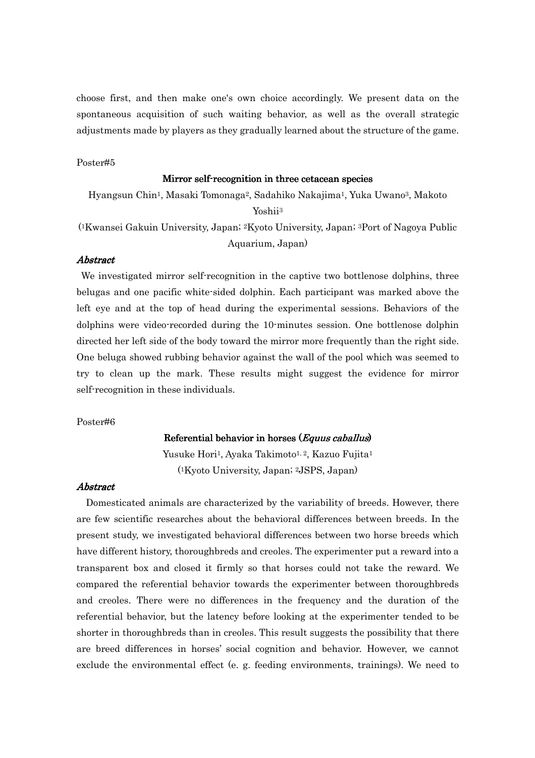choose first, and then make one's own choice accordingly. We present data on the spontaneous acquisition of such waiting behavior, as well as the overall strategic adjustments made by players as they gradually learned about the structure of the game.

Poster#5

### Mirror self-recognition in three cetacean species

Hyangsun Chin[1], Masaki Tomonaga[2], Sadahiko Nakajima[1], Yuka Uwano[3], Makoto Yoshii[3]

([1]Kwansei Gakuin University, Japan; [2]Kyoto University, Japan; [3]Port of Nagoya Public Aquarium, Japan)

***Abstract***

We investigated mirror self-recognition in the captive two bottlenose dolphins, three belugas and one pacific white-sided dolphin. Each participant was marked above the left eye and at the top of head during the experimental sessions. Behaviors of the dolphins were video-recorded during the 10-minutes session. One bottlenose dolphin directed her left side of the body toward the mirror more frequently than the right side. One beluga showed rubbing behavior against the wall of the pool which was seemed to try to clean up the mark. These results might suggest the evidence for mirror self-recognition in these individuals.

Poster#6

### Referential behavior in horses (*Equus caballus*)

Yusuke Hori[1], Ayaka Takimoto[1, 2], Kazuo Fujita[1]

([1]Kyoto University, Japan; [2]JSPS, Japan)

***Abstract***

Domesticated animals are characterized by the variability of breeds. However, there are few scientific researches about the behavioral differences between breeds. In the present study, we investigated behavioral differences between two horse breeds which have different history, thoroughbreds and creoles. The experimenter put a reward into a transparent box and closed it firmly so that horses could not take the reward. We compared the referential behavior towards the experimenter between thoroughbreds and creoles. There were no differences in the frequency and the duration of the referential behavior, but the latency before looking at the experimenter tended to be shorter in thoroughbreds than in creoles. This result suggests the possibility that there are breed differences in horses' social cognition and behavior. However, we cannot exclude the environmental effect (e. g. feeding environments, trainings). We need to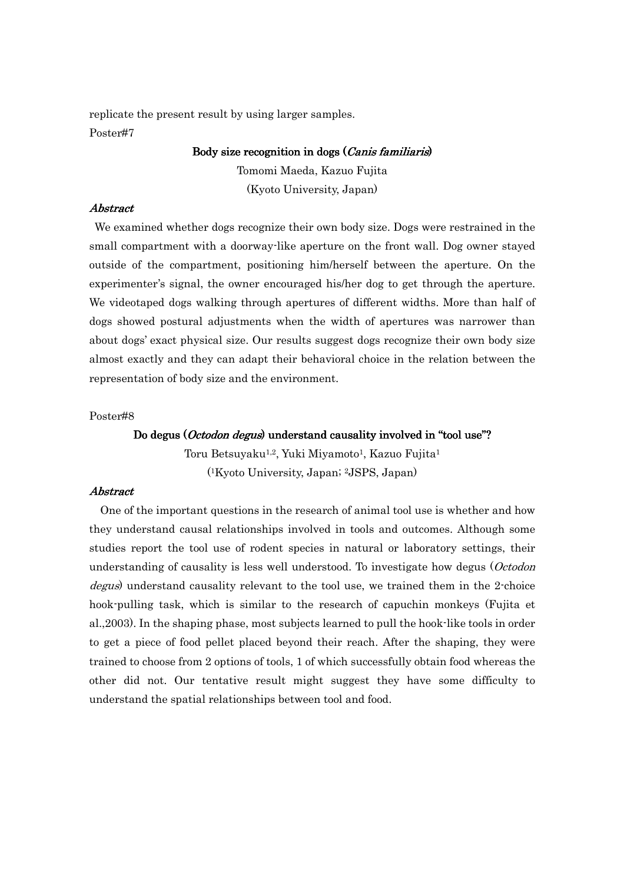replicate the present result by using larger samples.

Poster#7

### Body size recognition in dogs (*Canis familiaris*)

Tomomi Maeda, Kazuo Fujita

(Kyoto University, Japan)

***Abstract***

We examined whether dogs recognize their own body size. Dogs were restrained in the small compartment with a doorway-like aperture on the front wall. Dog owner stayed outside of the compartment, positioning him/herself between the aperture. On the experimenter's signal, the owner encouraged his/her dog to get through the aperture. We videotaped dogs walking through apertures of different widths. More than half of dogs showed postural adjustments when the width of apertures was narrower than about dogs' exact physical size. Our results suggest dogs recognize their own body size almost exactly and they can adapt their behavioral choice in the relation between the representation of body size and the environment.

Poster#8

### Do degus (*Octodon degus*) understand causality involved in "tool use"?

Toru Betsuyaku[1,2], Yuki Miyamoto[1], Kazuo Fujita[1]

([1]Kyoto University, Japan; [2]JSPS, Japan)

***Abstract***

One of the important questions in the research of animal tool use is whether and how they understand causal relationships involved in tools and outcomes. Although some studies report the tool use of rodent species in natural or laboratory settings, their understanding of causality is less well understood. To investigate how degus (*Octodon degus*) understand causality relevant to the tool use, we trained them in the 2-choice hook-pulling task, which is similar to the research of capuchin monkeys (Fujita et al.,2003). In the shaping phase, most subjects learned to pull the hook-like tools in order to get a piece of food pellet placed beyond their reach. After the shaping, they were trained to choose from 2 options of tools, 1 of which successfully obtain food whereas the other did not. Our tentative result might suggest they have some difficulty to understand the spatial relationships between tool and food.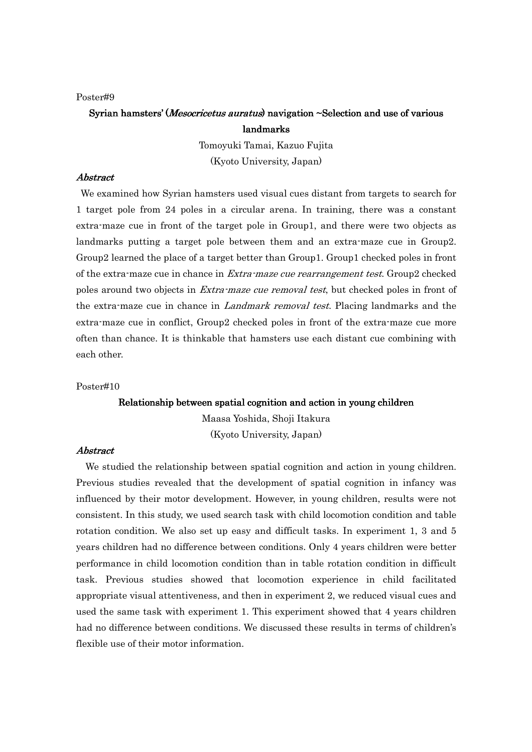Poster#9

## Syrian hamsters' (*Mesocricetus auratus*) navigation ~Selection and use of various landmarks

Tomoyuki Tamai, Kazuo Fujita

(Kyoto University, Japan)

### *Abstract*

We examined how Syrian hamsters used visual cues distant from targets to search for 1 target pole from 24 poles in a circular arena. In training, there was a constant extra-maze cue in front of the target pole in Group1, and there were two objects as landmarks putting a target pole between them and an extra-maze cue in Group2. Group2 learned the place of a target better than Group1. Group1 checked poles in front of the extra-maze cue in chance in *Extra-maze cue rearrangement test*. Group2 checked poles around two objects in *Extra-maze cue removal test*, but checked poles in front of the extra-maze cue in chance in *Landmark removal test*. Placing landmarks and the extra-maze cue in conflict, Group2 checked poles in front of the extra-maze cue more often than chance. It is thinkable that hamsters use each distant cue combining with each other.

Poster#10

## Relationship between spatial cognition and action in young children

Maasa Yoshida, Shoji Itakura

(Kyoto University, Japan)

### *Abstract*

We studied the relationship between spatial cognition and action in young children. Previous studies revealed that the development of spatial cognition in infancy was influenced by their motor development. However, in young children, results were not consistent. In this study, we used search task with child locomotion condition and table rotation condition. We also set up easy and difficult tasks. In experiment 1, 3 and 5 years children had no difference between conditions. Only 4 years children were better performance in child locomotion condition than in table rotation condition in difficult task. Previous studies showed that locomotion experience in child facilitated appropriate visual attentiveness, and then in experiment 2, we reduced visual cues and used the same task with experiment 1. This experiment showed that 4 years children had no difference between conditions. We discussed these results in terms of children's flexible use of their motor information.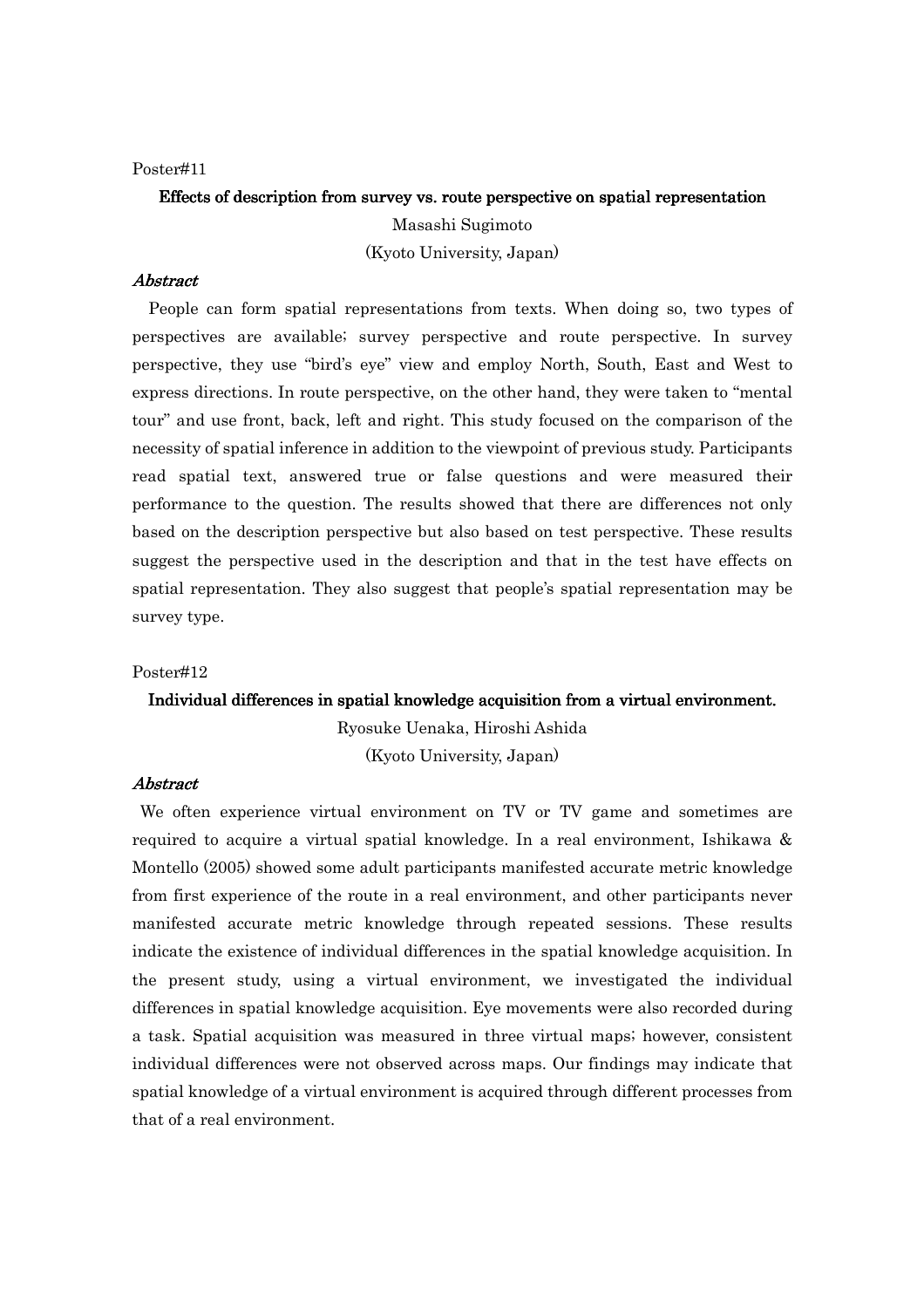Poster#11

**Effects of description from survey vs. route perspective on spatial representation**

Masashi Sugimoto

(Kyoto University, Japan)

***Abstract***

People can form spatial representations from texts. When doing so, two types of perspectives are available; survey perspective and route perspective. In survey perspective, they use "bird's eye" view and employ North, South, East and West to express directions. In route perspective, on the other hand, they were taken to "mental tour" and use front, back, left and right. This study focused on the comparison of the necessity of spatial inference in addition to the viewpoint of previous study. Participants read spatial text, answered true or false questions and were measured their performance to the question. The results showed that there are differences not only based on the description perspective but also based on test perspective. These results suggest the perspective used in the description and that in the test have effects on spatial representation. They also suggest that people's spatial representation may be survey type.

Poster#12

**Individual differences in spatial knowledge acquisition from a virtual environment.**

Ryosuke Uenaka, Hiroshi Ashida

(Kyoto University, Japan)

***Abstract***

We often experience virtual environment on TV or TV game and sometimes are required to acquire a virtual spatial knowledge. In a real environment, Ishikawa & Montello (2005) showed some adult participants manifested accurate metric knowledge from first experience of the route in a real environment, and other participants never manifested accurate metric knowledge through repeated sessions. These results indicate the existence of individual differences in the spatial knowledge acquisition. In the present study, using a virtual environment, we investigated the individual differences in spatial knowledge acquisition. Eye movements were also recorded during a task. Spatial acquisition was measured in three virtual maps; however, consistent individual differences were not observed across maps. Our findings may indicate that spatial knowledge of a virtual environment is acquired through different processes from that of a real environment.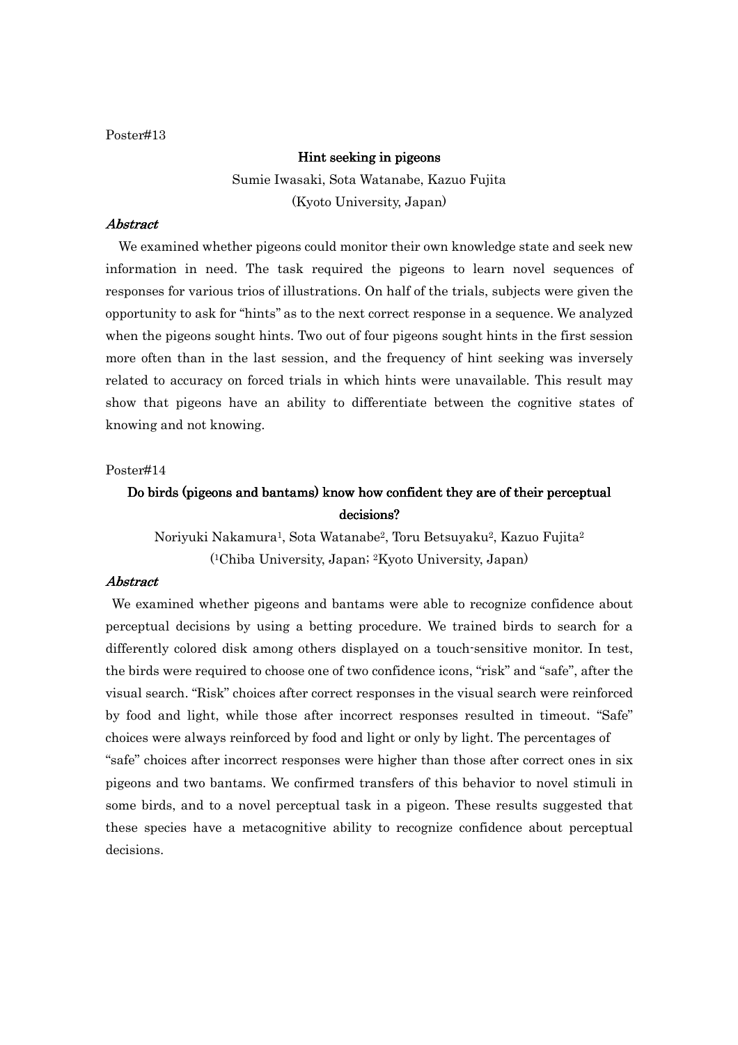Poster#13

## Hint seeking in pigeons

Sumie Iwasaki, Sota Watanabe, Kazuo Fujita

(Kyoto University, Japan)

### *Abstract*

We examined whether pigeons could monitor their own knowledge state and seek new information in need. The task required the pigeons to learn novel sequences of responses for various trios of illustrations. On half of the trials, subjects were given the opportunity to ask for "hints" as to the next correct response in a sequence. We analyzed when the pigeons sought hints. Two out of four pigeons sought hints in the first session more often than in the last session, and the frequency of hint seeking was inversely related to accuracy on forced trials in which hints were unavailable. This result may show that pigeons have an ability to differentiate between the cognitive states of knowing and not knowing.

Poster#14

## Do birds (pigeons and bantams) know how confident they are of their perceptual decisions?

Noriyuki Nakamura[1], Sota Watanabe[2], Toru Betsuyaku[2], Kazuo Fujita[2]

([1]Chiba University, Japan; [2]Kyoto University, Japan)

### *Abstract*

We examined whether pigeons and bantams were able to recognize confidence about perceptual decisions by using a betting procedure. We trained birds to search for a differently colored disk among others displayed on a touch-sensitive monitor. In test, the birds were required to choose one of two confidence icons, "risk" and "safe", after the visual search. "Risk" choices after correct responses in the visual search were reinforced by food and light, while those after incorrect responses resulted in timeout. "Safe" choices were always reinforced by food and light or only by light. The percentages of "safe" choices after incorrect responses were higher than those after correct ones in six pigeons and two bantams. We confirmed transfers of this behavior to novel stimuli in some birds, and to a novel perceptual task in a pigeon. These results suggested that these species have a metacognitive ability to recognize confidence about perceptual decisions.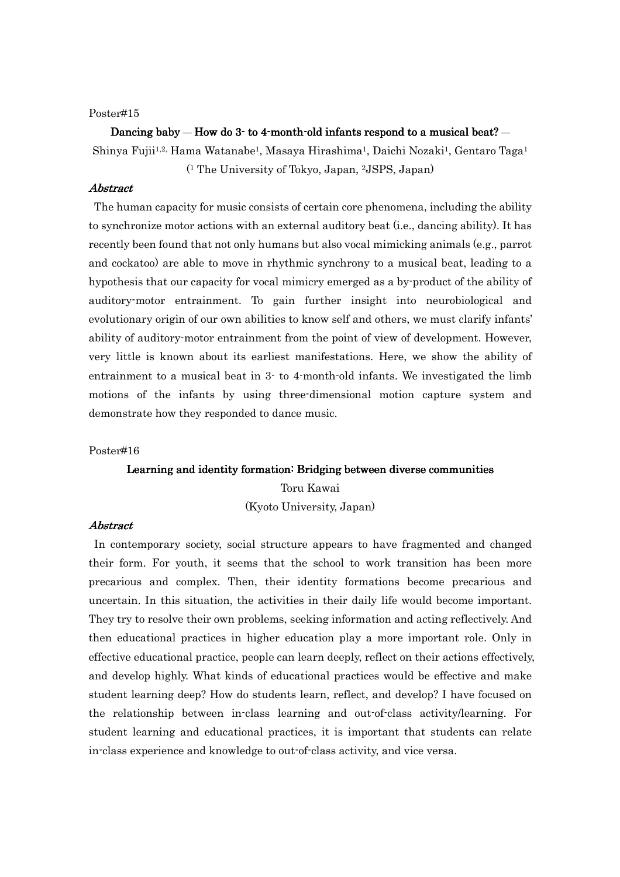Poster#15

## Dancing baby — How do 3- to 4-month-old infants respond to a musical beat? —

Shinya Fujii[1,2], Hama Watanabe[1], Masaya Hirashima[1], Daichi Nozaki[1], Gentaro Taga[1]

([1] The University of Tokyo, Japan, [2]JSPS, Japan)

### *Abstract*

The human capacity for music consists of certain core phenomena, including the ability to synchronize motor actions with an external auditory beat (i.e., dancing ability). It has recently been found that not only humans but also vocal mimicking animals (e.g., parrot and cockatoo) are able to move in rhythmic synchrony to a musical beat, leading to a hypothesis that our capacity for vocal mimicry emerged as a by-product of the ability of auditory-motor entrainment. To gain further insight into neurobiological and evolutionary origin of our own abilities to know self and others, we must clarify infants' ability of auditory-motor entrainment from the point of view of development. However, very little is known about its earliest manifestations. Here, we show the ability of entrainment to a musical beat in 3- to 4-month-old infants. We investigated the limb motions of the infants by using three-dimensional motion capture system and demonstrate how they responded to dance music.

Poster#16

## Learning and identity formation: Bridging between diverse communities

Toru Kawai

(Kyoto University, Japan)

### *Abstract*

In contemporary society, social structure appears to have fragmented and changed their form. For youth, it seems that the school to work transition has been more precarious and complex. Then, their identity formations become precarious and uncertain. In this situation, the activities in their daily life would become important. They try to resolve their own problems, seeking information and acting reflectively. And then educational practices in higher education play a more important role. Only in effective educational practice, people can learn deeply, reflect on their actions effectively, and develop highly. What kinds of educational practices would be effective and make student learning deep? How do students learn, reflect, and develop? I have focused on the relationship between in-class learning and out-of-class activity/learning. For student learning and educational practices, it is important that students can relate in-class experience and knowledge to out-of-class activity, and vice versa.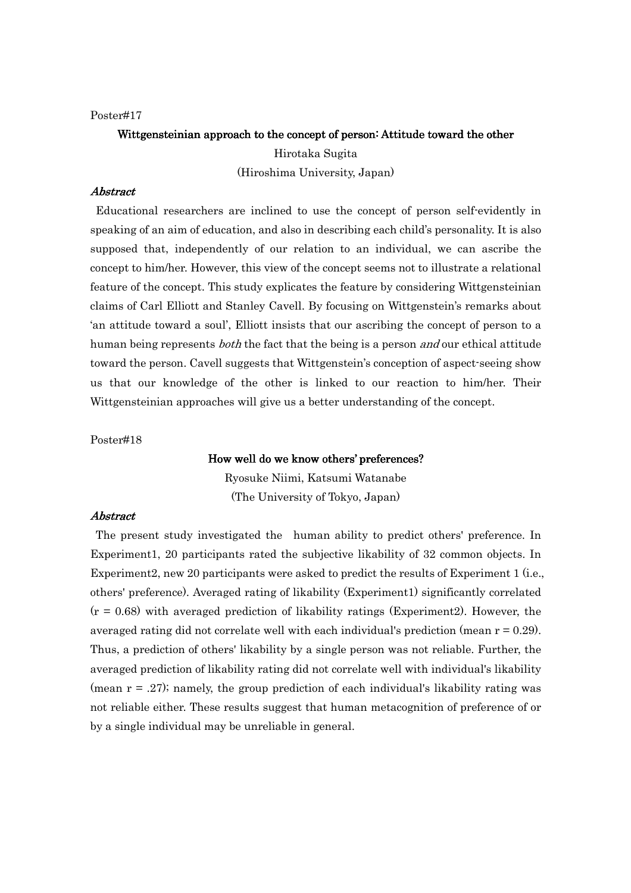Poster#17

## Wittgensteinian approach to the concept of person: Attitude toward the other

Hirotaka Sugita

(Hiroshima University, Japan)

### *Abstract*

Educational researchers are inclined to use the concept of person self-evidently in speaking of an aim of education, and also in describing each child's personality. It is also supposed that, independently of our relation to an individual, we can ascribe the concept to him/her. However, this view of the concept seems not to illustrate a relational feature of the concept. This study explicates the feature by considering Wittgensteinian claims of Carl Elliott and Stanley Cavell. By focusing on Wittgenstein's remarks about 'an attitude toward a soul', Elliott insists that our ascribing the concept of person to a human being represents *both* the fact that the being is a person *and* our ethical attitude toward the person. Cavell suggests that Wittgenstein's conception of aspect-seeing show us that our knowledge of the other is linked to our reaction to him/her. Their Wittgensteinian approaches will give us a better understanding of the concept.

Poster#18

## How well do we know others' preferences?

Ryosuke Niimi, Katsumi Watanabe

(The University of Tokyo, Japan)

### *Abstract*

The present study investigated the human ability to predict others' preference. In Experiment1, 20 participants rated the subjective likability of 32 common objects. In Experiment2, new 20 participants were asked to predict the results of Experiment 1 (i.e., others' preference). Averaged rating of likability (Experiment1) significantly correlated ($r = 0.68$) with averaged prediction of likability ratings (Experiment2). However, the averaged rating did not correlate well with each individual's prediction (mean $r = 0.29$). Thus, a prediction of others' likability by a single person was not reliable. Further, the averaged prediction of likability rating did not correlate well with individual's likability (mean $r = .27$); namely, the group prediction of each individual's likability rating was not reliable either. These results suggest that human metacognition of preference of or by a single individual may be unreliable in general.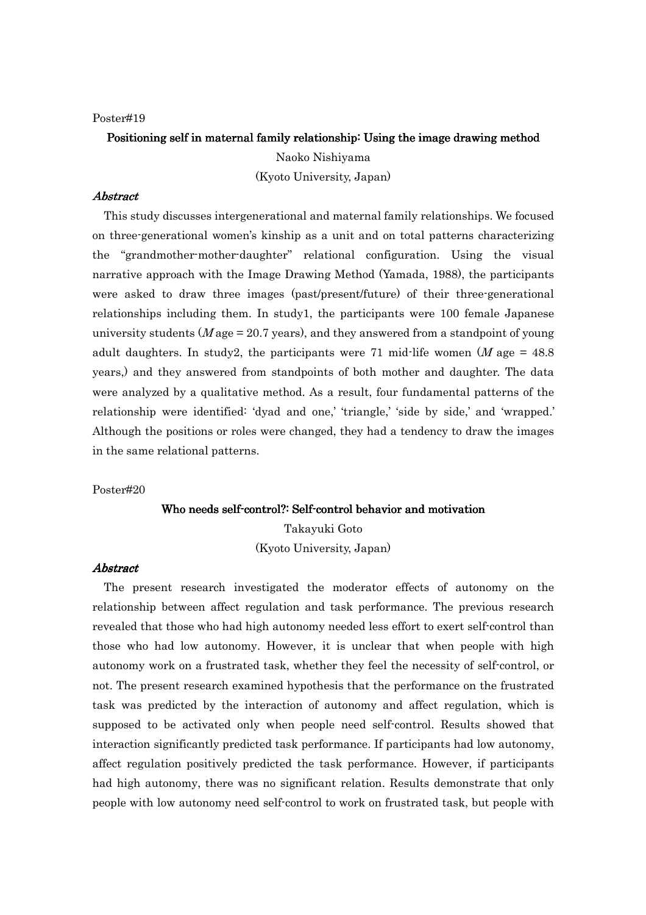Poster#19

### Positioning self in maternal family relationship: Using the image drawing method

Naoko Nishiyama

(Kyoto University, Japan)

***Abstract***

This study discusses intergenerational and maternal family relationships. We focused on three-generational women's kinship as a unit and on total patterns characterizing the "grandmother-mother-daughter" relational configuration. Using the visual narrative approach with the Image Drawing Method (Yamada, 1988), the participants were asked to draw three images (past/present/future) of their three-generational relationships including them. In study1, the participants were 100 female Japanese university students (*M* age = 20.7 years), and they answered from a standpoint of young adult daughters. In study2, the participants were 71 mid-life women (*M* age = 48.8 years,) and they answered from standpoints of both mother and daughter. The data were analyzed by a qualitative method. As a result, four fundamental patterns of the relationship were identified: 'dyad and one,' 'triangle,' 'side by side,' and 'wrapped.' Although the positions or roles were changed, they had a tendency to draw the images in the same relational patterns.

Poster#20

### Who needs self-control?: Self-control behavior and motivation

Takayuki Goto

(Kyoto University, Japan)

***Abstract***

The present research investigated the moderator effects of autonomy on the relationship between affect regulation and task performance. The previous research revealed that those who had high autonomy needed less effort to exert self-control than those who had low autonomy. However, it is unclear that when people with high autonomy work on a frustrated task, whether they feel the necessity of self-control, or not. The present research examined hypothesis that the performance on the frustrated task was predicted by the interaction of autonomy and affect regulation, which is supposed to be activated only when people need self-control. Results showed that interaction significantly predicted task performance. If participants had low autonomy, affect regulation positively predicted the task performance. However, if participants had high autonomy, there was no significant relation. Results demonstrate that only people with low autonomy need self-control to work on frustrated task, but people with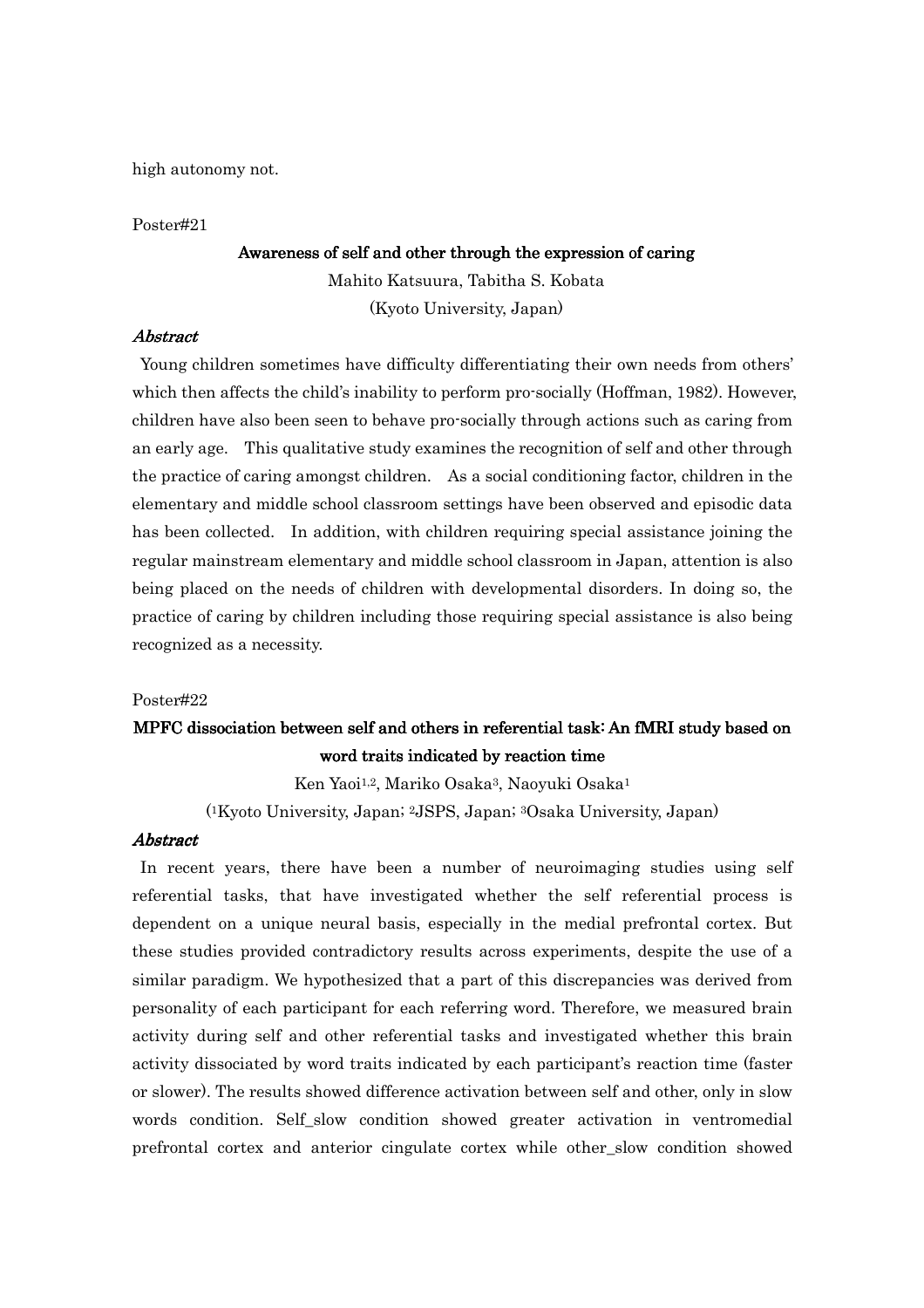high autonomy not.

Poster#21

### Awareness of self and other through the expression of caring

Mahito Katsuura, Tabitha S. Kobata

(Kyoto University, Japan)

***Abstract***

Young children sometimes have difficulty differentiating their own needs from others' which then affects the child's inability to perform pro-socially (Hoffman, 1982). However, children have also been seen to behave pro-socially through actions such as caring from an early age. This qualitative study examines the recognition of self and other through the practice of caring amongst children. As a social conditioning factor, children in the elementary and middle school classroom settings have been observed and episodic data has been collected. In addition, with children requiring special assistance joining the regular mainstream elementary and middle school classroom in Japan, attention is also being placed on the needs of children with developmental disorders. In doing so, the practice of caring by children including those requiring special assistance is also being recognized as a necessity.

Poster#22

### MPFC dissociation between self and others in referential task: An fMRI study based on word traits indicated by reaction time

Ken Yaoi[1,2], Mariko Osaka[3], Naoyuki Osaka[1]

([1]Kyoto University, Japan; [2]JSPS, Japan; [3]Osaka University, Japan)

***Abstract***

In recent years, there have been a number of neuroimaging studies using self referential tasks, that have investigated whether the self referential process is dependent on a unique neural basis, especially in the medial prefrontal cortex. But these studies provided contradictory results across experiments, despite the use of a similar paradigm. We hypothesized that a part of this discrepancies was derived from personality of each participant for each referring word. Therefore, we measured brain activity during self and other referential tasks and investigated whether this brain activity dissociated by word traits indicated by each participant's reaction time (faster or slower). The results showed difference activation between self and other, only in slow words condition. Self_slow condition showed greater activation in ventromedial prefrontal cortex and anterior cingulate cortex while other_slow condition showed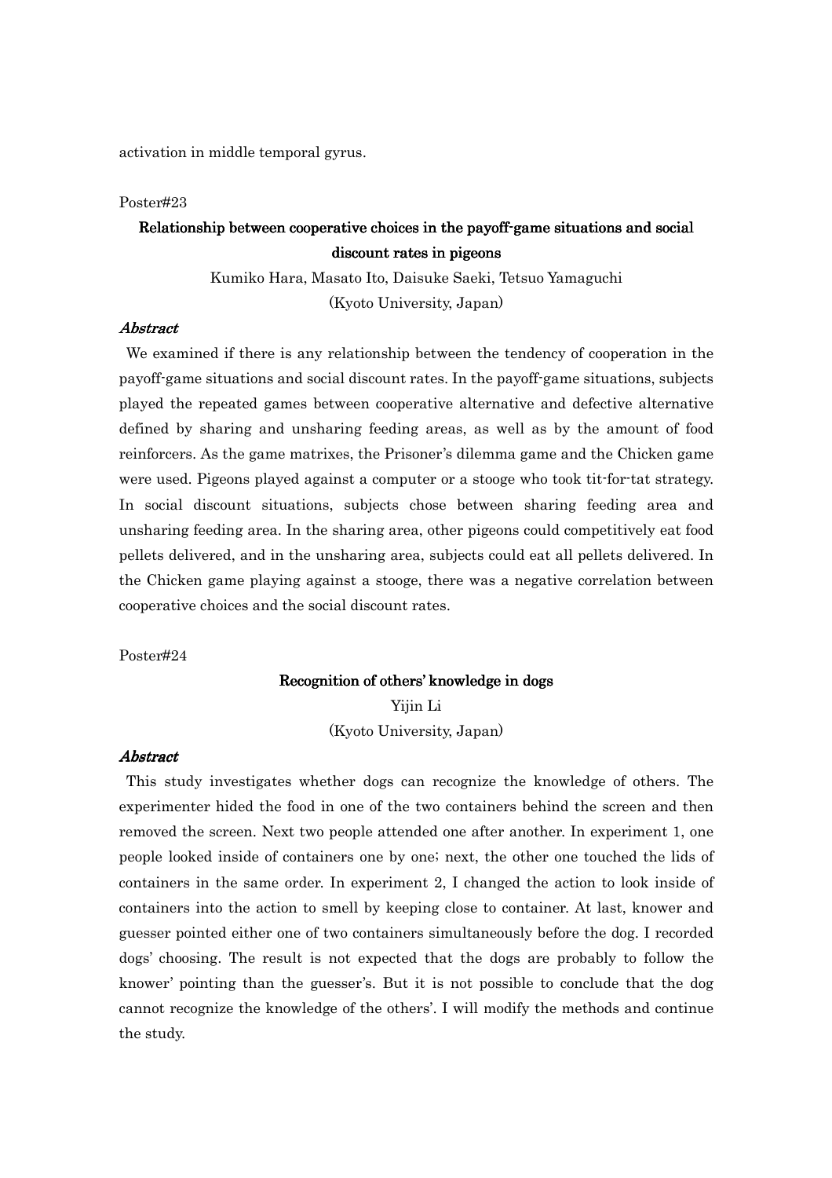activation in middle temporal gyrus.

Poster#23

## Relationship between cooperative choices in the payoff-game situations and social discount rates in pigeons

Kumiko Hara, Masato Ito, Daisuke Saeki, Tetsuo Yamaguchi

(Kyoto University, Japan)

### *Abstract*

We examined if there is any relationship between the tendency of cooperation in the payoff-game situations and social discount rates. In the payoff-game situations, subjects played the repeated games between cooperative alternative and defective alternative defined by sharing and unsharing feeding areas, as well as by the amount of food reinforcers. As the game matrixes, the Prisoner's dilemma game and the Chicken game were used. Pigeons played against a computer or a stooge who took tit-for-tat strategy. In social discount situations, subjects chose between sharing feeding area and unsharing feeding area. In the sharing area, other pigeons could competitively eat food pellets delivered, and in the unsharing area, subjects could eat all pellets delivered. In the Chicken game playing against a stooge, there was a negative correlation between cooperative choices and the social discount rates.

Poster#24

## Recognition of others' knowledge in dogs

Yijin Li

(Kyoto University, Japan)

### *Abstract*

This study investigates whether dogs can recognize the knowledge of others. The experimenter hided the food in one of the two containers behind the screen and then removed the screen. Next two people attended one after another. In experiment 1, one people looked inside of containers one by one; next, the other one touched the lids of containers in the same order. In experiment 2, I changed the action to look inside of containers into the action to smell by keeping close to container. At last, knower and guesser pointed either one of two containers simultaneously before the dog. I recorded dogs' choosing. The result is not expected that the dogs are probably to follow the knower' pointing than the guesser's. But it is not possible to conclude that the dog cannot recognize the knowledge of the others'. I will modify the methods and continue the study.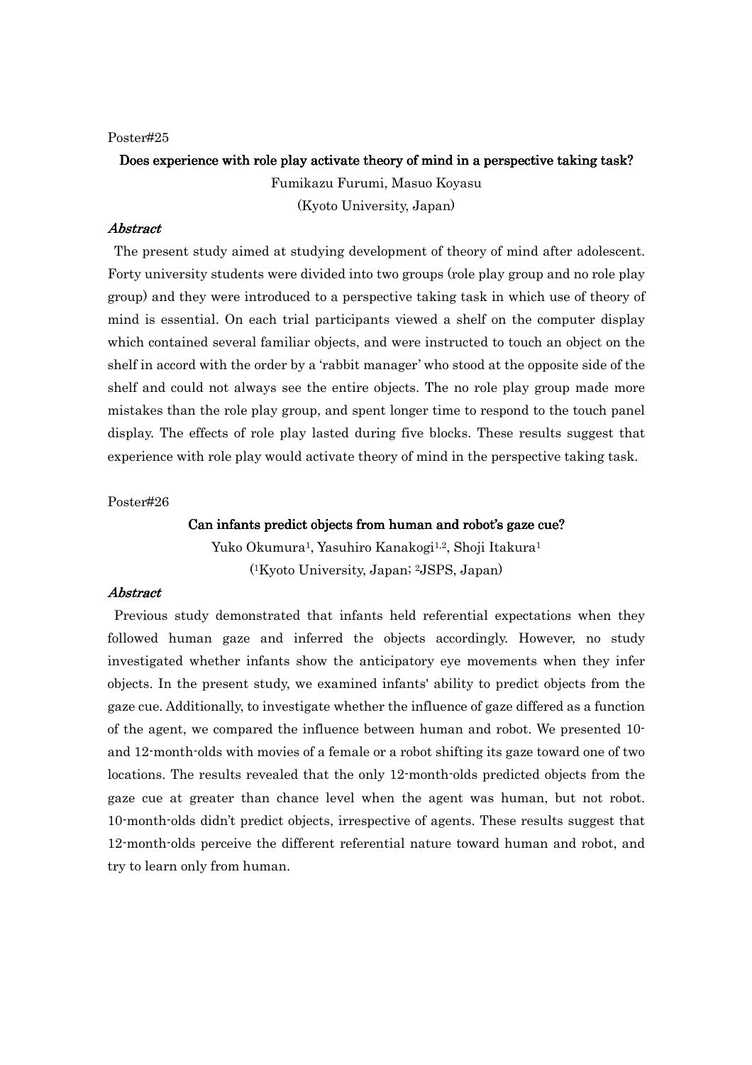Poster#25

## Does experience with role play activate theory of mind in a perspective taking task?

Fumikazu Furumi, Masuo Koyasu

(Kyoto University, Japan)

### *Abstract*

The present study aimed at studying development of theory of mind after adolescent. Forty university students were divided into two groups (role play group and no role play group) and they were introduced to a perspective taking task in which use of theory of mind is essential. On each trial participants viewed a shelf on the computer display which contained several familiar objects, and were instructed to touch an object on the shelf in accord with the order by a 'rabbit manager' who stood at the opposite side of the shelf and could not always see the entire objects. The no role play group made more mistakes than the role play group, and spent longer time to respond to the touch panel display. The effects of role play lasted during five blocks. These results suggest that experience with role play would activate theory of mind in the perspective taking task.

Poster#26

## Can infants predict objects from human and robot's gaze cue?

Yuko Okumura[1], Yasuhiro Kanakogi[1,2], Shoji Itakura[1]

([1]Kyoto University, Japan; [2]JSPS, Japan)

### *Abstract*

Previous study demonstrated that infants held referential expectations when they followed human gaze and inferred the objects accordingly. However, no study investigated whether infants show the anticipatory eye movements when they infer objects. In the present study, we examined infants' ability to predict objects from the gaze cue. Additionally, to investigate whether the influence of gaze differed as a function of the agent, we compared the influence between human and robot. We presented 10- and 12-month-olds with movies of a female or a robot shifting its gaze toward one of two locations. The results revealed that the only 12-month-olds predicted objects from the gaze cue at greater than chance level when the agent was human, but not robot. 10-month-olds didn't predict objects, irrespective of agents. These results suggest that 12-month-olds perceive the different referential nature toward human and robot, and try to learn only from human.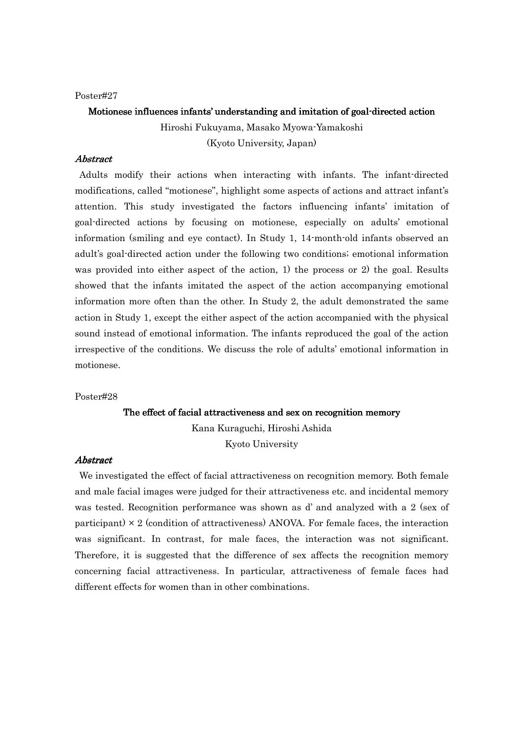Poster#27

**Motionese influences infants' understanding and imitation of goal-directed action**

Hiroshi Fukuyama, Masako Myowa-Yamakoshi

(Kyoto University, Japan)

***Abstract***

Adults modify their actions when interacting with infants. The infant-directed modifications, called "motionese", highlight some aspects of actions and attract infant's attention. This study investigated the factors influencing infants' imitation of goal-directed actions by focusing on motionese, especially on adults' emotional information (smiling and eye contact). In Study 1, 14-month-old infants observed an adult's goal-directed action under the following two conditions; emotional information was provided into either aspect of the action, 1) the process or 2) the goal. Results showed that the infants imitated the aspect of the action accompanying emotional information more often than the other. In Study 2, the adult demonstrated the same action in Study 1, except the either aspect of the action accompanied with the physical sound instead of emotional information. The infants reproduced the goal of the action irrespective of the conditions. We discuss the role of adults' emotional information in motionese.

Poster#28

**The effect of facial attractiveness and sex on recognition memory**

Kana Kuraguchi, Hiroshi Ashida

Kyoto University

***Abstract***

We investigated the effect of facial attractiveness on recognition memory. Both female and male facial images were judged for their attractiveness etc. and incidental memory was tested. Recognition performance was shown as d' and analyzed with a 2 (sex of participant) × 2 (condition of attractiveness) ANOVA. For female faces, the interaction was significant. In contrast, for male faces, the interaction was not significant. Therefore, it is suggested that the difference of sex affects the recognition memory concerning facial attractiveness. In particular, attractiveness of female faces had different effects for women than in other combinations.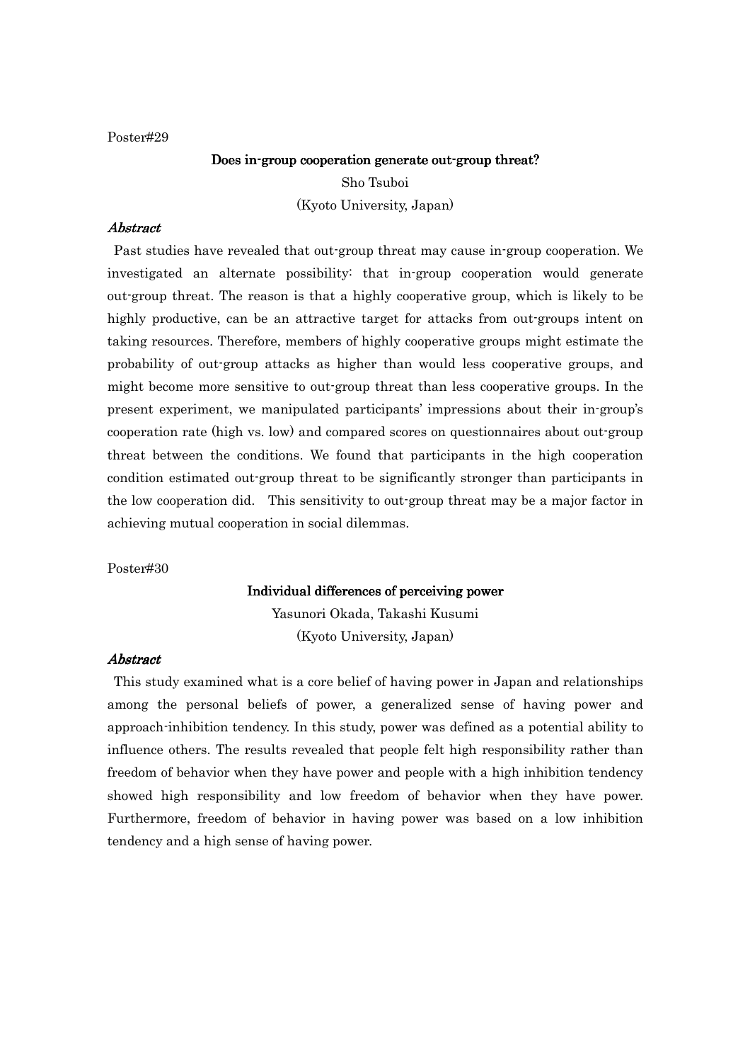Poster#29

### Does in-group cooperation generate out-group threat?

Sho Tsuboi

(Kyoto University, Japan)

*Abstract*

Past studies have revealed that out-group threat may cause in-group cooperation. We investigated an alternate possibility: that in-group cooperation would generate out-group threat. The reason is that a highly cooperative group, which is likely to be highly productive, can be an attractive target for attacks from out-groups intent on taking resources. Therefore, members of highly cooperative groups might estimate the probability of out-group attacks as higher than would less cooperative groups, and might become more sensitive to out-group threat than less cooperative groups. In the present experiment, we manipulated participants' impressions about their in-group's cooperation rate (high vs. low) and compared scores on questionnaires about out-group threat between the conditions. We found that participants in the high cooperation condition estimated out-group threat to be significantly stronger than participants in the low cooperation did. This sensitivity to out-group threat may be a major factor in achieving mutual cooperation in social dilemmas.

Poster#30

### Individual differences of perceiving power

Yasunori Okada, Takashi Kusumi

(Kyoto University, Japan)

*Abstract*

This study examined what is a core belief of having power in Japan and relationships among the personal beliefs of power, a generalized sense of having power and approach-inhibition tendency. In this study, power was defined as a potential ability to influence others. The results revealed that people felt high responsibility rather than freedom of behavior when they have power and people with a high inhibition tendency showed high responsibility and low freedom of behavior when they have power. Furthermore, freedom of behavior in having power was based on a low inhibition tendency and a high sense of having power.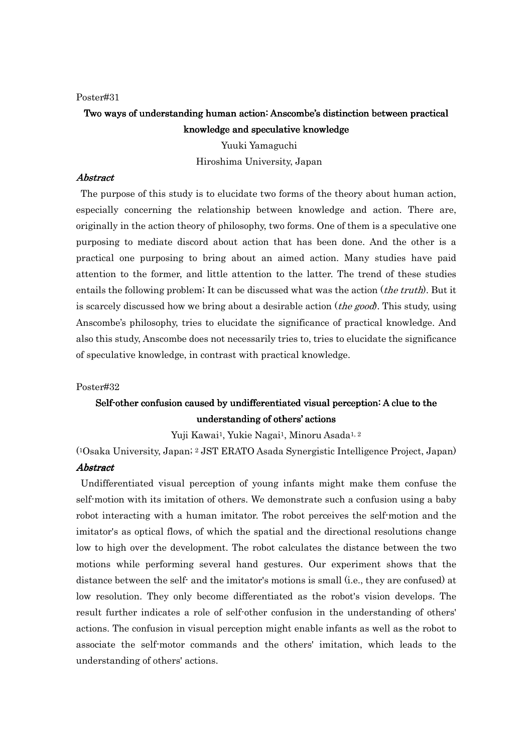Poster#31

## Two ways of understanding human action: Anscombe's distinction between practical knowledge and speculative knowledge

Yuuki Yamaguchi

Hiroshima University, Japan

### *Abstract*

The purpose of this study is to elucidate two forms of the theory about human action, especially concerning the relationship between knowledge and action. There are, originally in the action theory of philosophy, two forms. One of them is a speculative one purposing to mediate discord about action that has been done. And the other is a practical one purposing to bring about an aimed action. Many studies have paid attention to the former, and little attention to the latter. The trend of these studies entails the following problem; It can be discussed what was the action (*the truth*). But it is scarcely discussed how we bring about a desirable action (*the good*). This study, using Anscombe's philosophy, tries to elucidate the significance of practical knowledge. And also this study, Anscombe does not necessarily tries to, tries to elucidate the significance of speculative knowledge, in contrast with practical knowledge.

Poster#32

## Self-other confusion caused by undifferentiated visual perception: A clue to the understanding of others' actions

Yuji Kawai[1], Yukie Nagai[1], Minoru Asada[1, 2]

([1]Osaka University, Japan; [2] JST ERATO Asada Synergistic Intelligence Project, Japan)

### *Abstract*

Undifferentiated visual perception of young infants might make them confuse the self-motion with its imitation of others. We demonstrate such a confusion using a baby robot interacting with a human imitator. The robot perceives the self-motion and the imitator's as optical flows, of which the spatial and the directional resolutions change low to high over the development. The robot calculates the distance between the two motions while performing several hand gestures. Our experiment shows that the distance between the self- and the imitator's motions is small (i.e., they are confused) at low resolution. They only become differentiated as the robot's vision develops. The result further indicates a role of self-other confusion in the understanding of others' actions. The confusion in visual perception might enable infants as well as the robot to associate the self-motor commands and the others' imitation, which leads to the understanding of others' actions.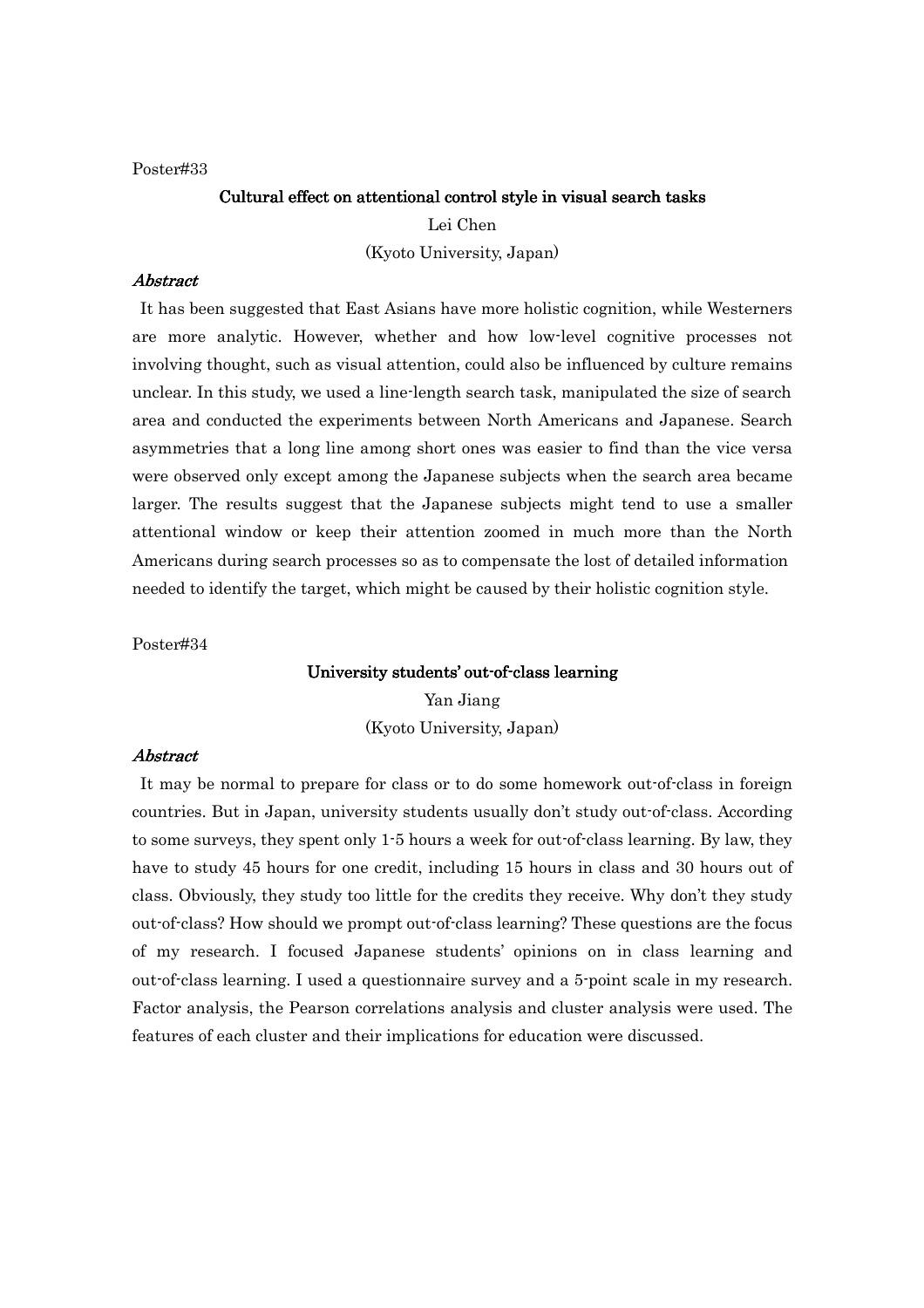Poster#33

## Cultural effect on attentional control style in visual search tasks

Lei Chen

(Kyoto University, Japan)

***Abstract***

It has been suggested that East Asians have more holistic cognition, while Westerners are more analytic. However, whether and how low-level cognitive processes not involving thought, such as visual attention, could also be influenced by culture remains unclear. In this study, we used a line-length search task, manipulated the size of search area and conducted the experiments between North Americans and Japanese. Search asymmetries that a long line among short ones was easier to find than the vice versa were observed only except among the Japanese subjects when the search area became larger. The results suggest that the Japanese subjects might tend to use a smaller attentional window or keep their attention zoomed in much more than the North Americans during search processes so as to compensate the lost of detailed information needed to identify the target, which might be caused by their holistic cognition style.

Poster#34

## University students' out-of-class learning

Yan Jiang

(Kyoto University, Japan)

***Abstract***

It may be normal to prepare for class or to do some homework out-of-class in foreign countries. But in Japan, university students usually don't study out-of-class. According to some surveys, they spent only 1-5 hours a week for out-of-class learning. By law, they have to study 45 hours for one credit, including 15 hours in class and 30 hours out of class. Obviously, they study too little for the credits they receive. Why don't they study out-of-class? How should we prompt out-of-class learning? These questions are the focus of my research. I focused Japanese students' opinions on in class learning and out-of-class learning. I used a questionnaire survey and a 5-point scale in my research. Factor analysis, the Pearson correlations analysis and cluster analysis were used. The features of each cluster and their implications for education were discussed.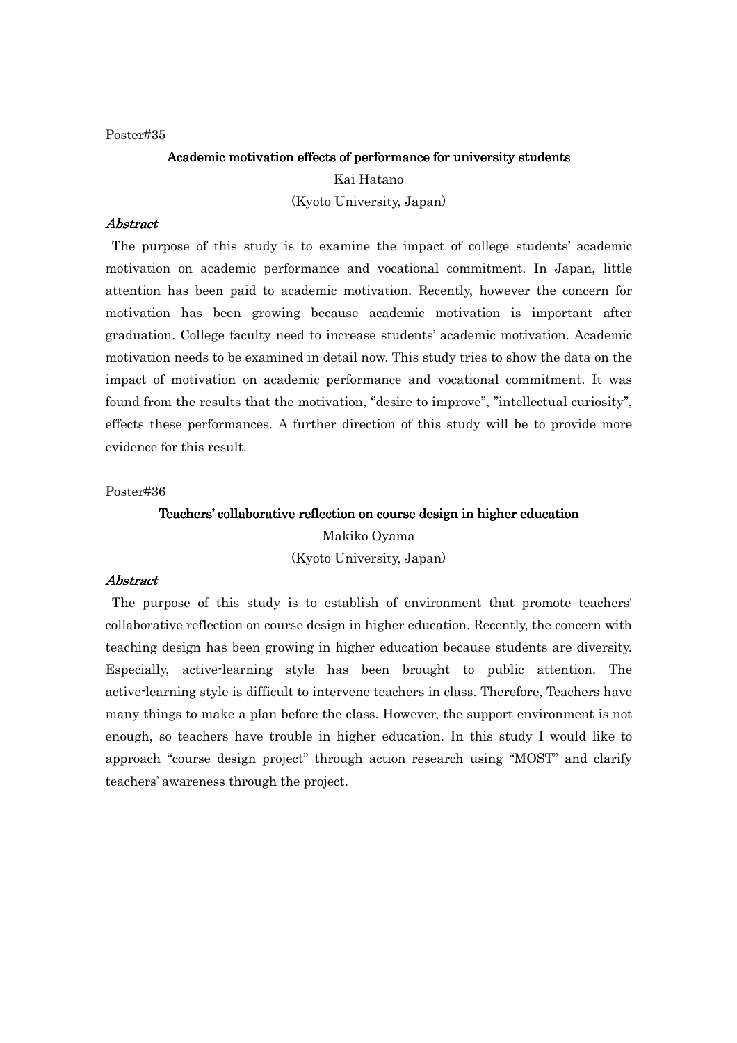Poster#35

## Academic motivation effects of performance for university students

Kai Hatano

(Kyoto University, Japan)

### *Abstract*

The purpose of this study is to examine the impact of college students' academic motivation on academic performance and vocational commitment. In Japan, little attention has been paid to academic motivation. Recently, however the concern for motivation has been growing because academic motivation is important after graduation. College faculty need to increase students' academic motivation. Academic motivation needs to be examined in detail now. This study tries to show the data on the impact of motivation on academic performance and vocational commitment. It was found from the results that the motivation, "desire to improve", "intellectual curiosity", effects these performances. A further direction of this study will be to provide more evidence for this result.

Poster#36

## Teachers' collaborative reflection on course design in higher education

Makiko Oyama

(Kyoto University, Japan)

### *Abstract*

The purpose of this study is to establish of environment that promote teachers' collaborative reflection on course design in higher education. Recently, the concern with teaching design has been growing in higher education because students are diversity. Especially, active-learning style has been brought to public attention. The active-learning style is difficult to intervene teachers in class. Therefore, Teachers have many things to make a plan before the class. However, the support environment is not enough, so teachers have trouble in higher education. In this study I would like to approach "course design project" through action research using "MOST" and clarify teachers' awareness through the project.